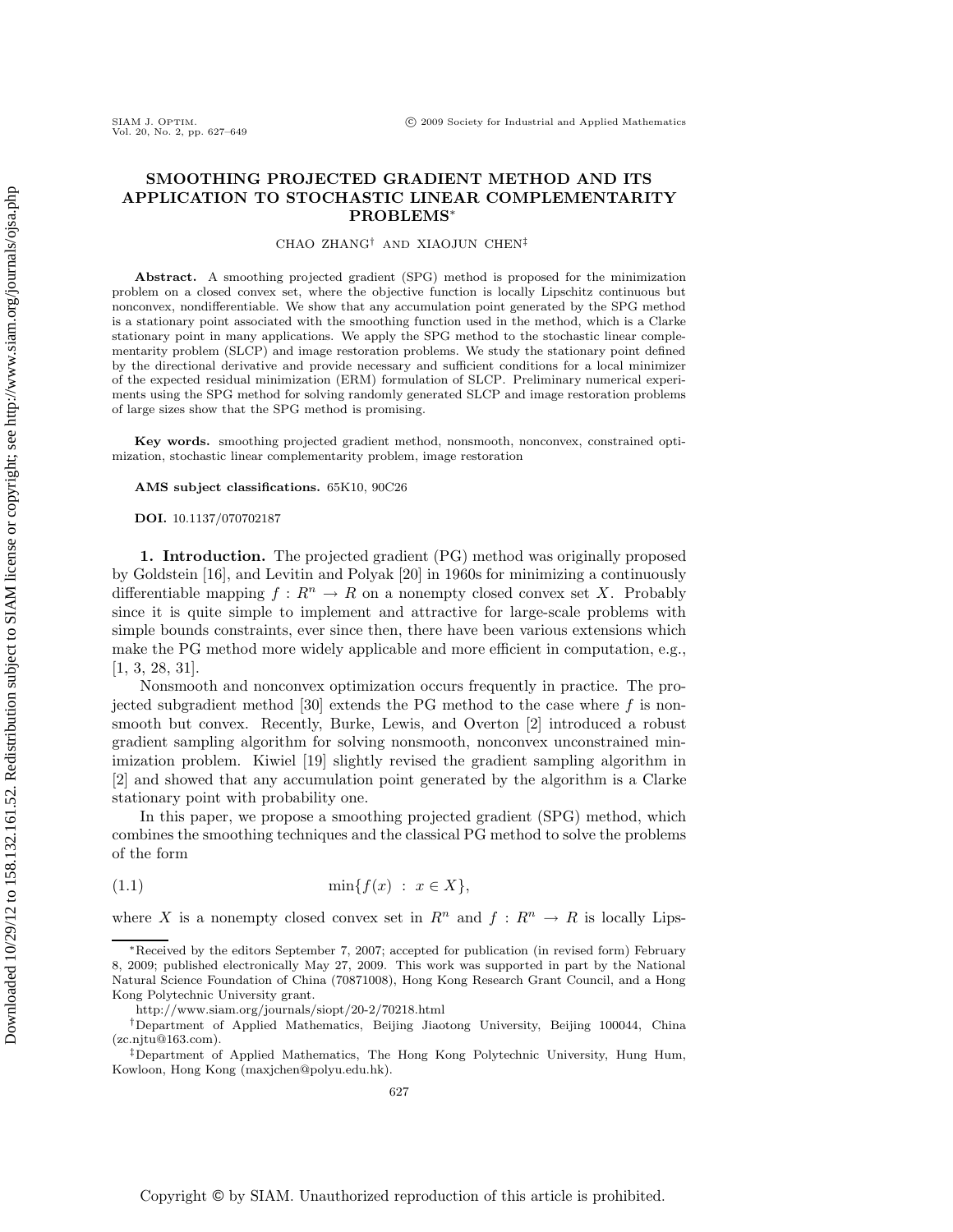# SMOOTHING PROJECTED GRADIENT METHOD AND ITS APPLICATION TO STOCHASTIC LINEAR COMPLEMENTARITY PROBLEMS*

CHAO ZHANG† AND XIAOJUN CHEN‡

**Abstract.** A smoothing projected gradient (SPG) method is proposed for the minimization problem on a closed convex set, where the objective function is locally Lipschitz continuous but nonconvex, nondifferentiable. We show that any accumulation point generated by the SPG method is a stationary point associated with the smoothing function used in the method, which is a Clarke stationary point in many applications. We apply the SPG method to the stochastic linear complementarity problem (SLCP) and image restoration problems. We study the stationary point defined by the directional derivative and provide necessary and sufficient conditions for a local minimizer of the expected residual minimization (ERM) formulation of SLCP. Preliminary numerical experiments using the SPG method for solving randomly generated SLCP and image restoration problems of large sizes show that the SPG method is promising.

**Key words.** smoothing projected gradient method, nonsmooth, nonconvex, constrained optimization, stochastic linear complementarity problem, image restoration

**AMS subject classifications.** 65K10, 90C26

**DOI.** 10.1137/070702187

## 1. Introduction.

The projected gradient (PG) method was originally proposed by Goldstein [16], and Levitin and Polyak [20] in 1960s for minimizing a continuously differentiable mapping $f : R^n \to R$ on a nonempty closed convex set $X$. Probably since it is quite simple to implement and attractive for large-scale problems with simple bounds constraints, ever since then, there have been various extensions which make the PG method more widely applicable and more efficient in computation, e.g., [1, 3, 28, 31].

Nonsmooth and nonconvex optimization occurs frequently in practice. The projected subgradient method [30] extends the PG method to the case where $f$ is nonsmooth but convex. Recently, Burke, Lewis, and Overton [2] introduced a robust gradient sampling algorithm for solving nonsmooth, nonconvex unconstrained minimization problem. Kiwiel [19] slightly revised the gradient sampling algorithm in [2] and showed that any accumulation point generated by the algorithm is a Clarke stationary point with probability one.

In this paper, we propose a smoothing projected gradient (SPG) method, which combines the smoothing techniques and the classical PG method to solve the problems of the form

$$\min\{f(x) \; : \; x \in X\}, \tag{1.1}$$

where $X$ is a nonempty closed convex set in $R^n$ and $f : R^n \to R$ is locally Lips-

---

*Received by the editors September 7, 2007; accepted for publication (in revised form) February 8, 2009; published electronically May 27, 2009. This work was supported in part by the National Natural Science Foundation of China (70871008), Hong Kong Research Grant Council, and a Hong Kong Polytechnic University grant.

http://www.siam.org/journals/siopt/20-2/70218.html

†Department of Applied Mathematics, Beijing Jiaotong University, Beijing 100044, China (zc.njtu@163.com).

‡Department of Applied Mathematics, The Hong Kong Polytechnic University, Hung Hum, Kowloon, Hong Kong (maxjchen@polyu.edu.hk).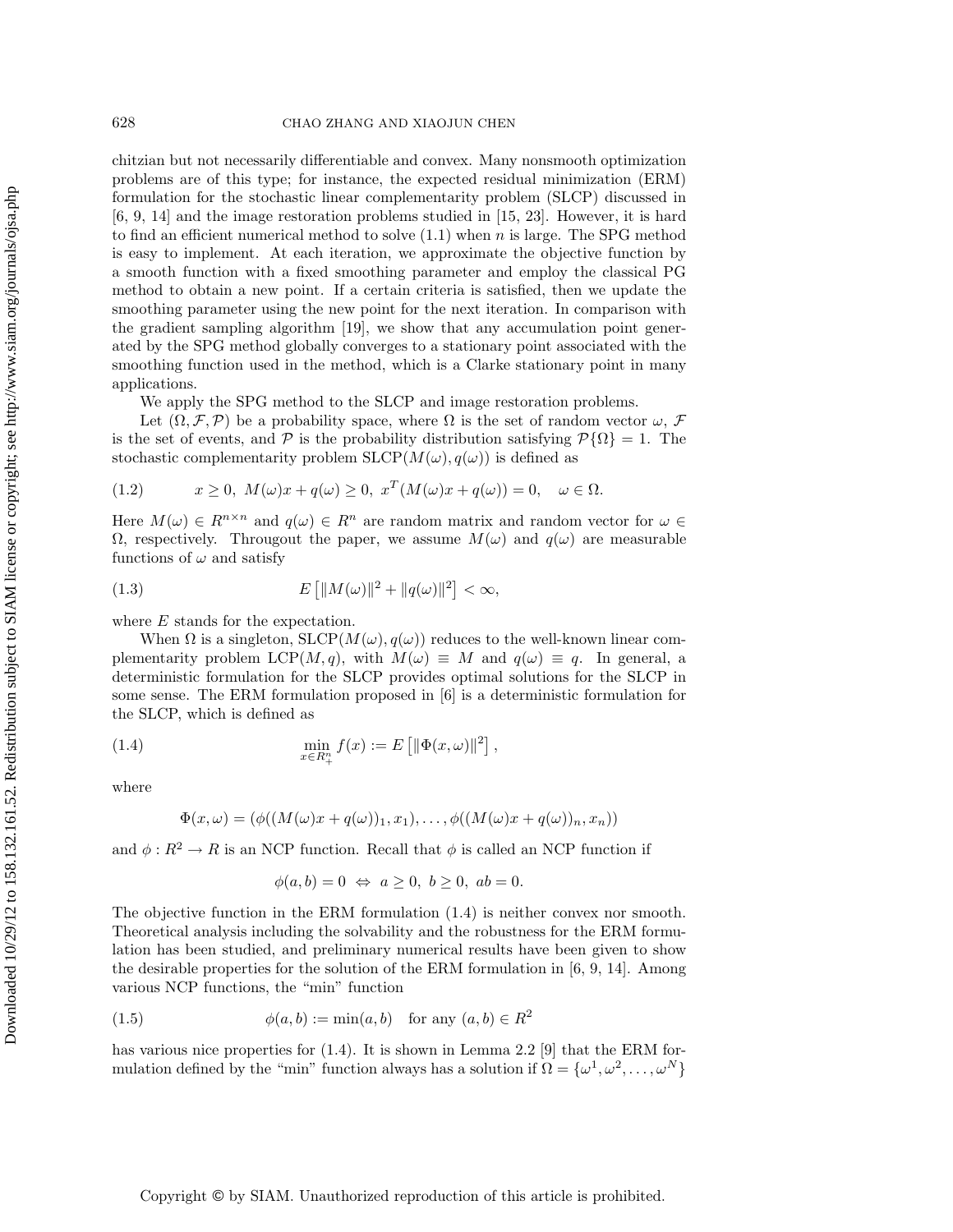chitzian but not necessarily differentiable and convex. Many nonsmooth optimization problems are of this type; for instance, the expected residual minimization (ERM) formulation for the stochastic linear complementarity problem (SLCP) discussed in [6, 9, 14] and the image restoration problems studied in [15, 23]. However, it is hard to find an efficient numerical method to solve (1.1) when $n$ is large. The SPG method is easy to implement. At each iteration, we approximate the objective function by a smooth function with a fixed smoothing parameter and employ the classical PG method to obtain a new point. If a certain criteria is satisfied, then we update the smoothing parameter using the new point for the next iteration. In comparison with the gradient sampling algorithm [19], we show that any accumulation point generated by the SPG method globally converges to a stationary point associated with the smoothing function used in the method, which is a Clarke stationary point in many applications.

We apply the SPG method to the SLCP and image restoration problems.

Let $(\Omega, \mathcal{F}, \mathcal{P})$ be a probability space, where $\Omega$ is the set of random vector $\omega$, $\mathcal{F}$ is the set of events, and $\mathcal{P}$ is the probability distribution satisfying $\mathcal{P}\{\Omega\} = 1$. The stochastic complementarity problem $\text{SLCP}(M(\omega), q(\omega))$ is defined as

$$x \geq 0,\ M(\omega)x + q(\omega) \geq 0,\ x^T(M(\omega)x + q(\omega)) = 0, \quad \omega \in \Omega. \tag{1.2}$$

Here $M(\omega) \in R^{n\times n}$ and $q(\omega) \in R^n$ are random matrix and random vector for $\omega \in \Omega$, respectively. Througout the paper, we assume $M(\omega)$ and $q(\omega)$ are measurable functions of $\omega$ and satisfy

$$E\left[\|M(\omega)\|^2 + \|q(\omega)\|^2\right] < \infty, \tag{1.3}$$

where $E$ stands for the expectation.

When $\Omega$ is a singleton, $\text{SLCP}(M(\omega), q(\omega))$ reduces to the well-known linear complementarity problem $\text{LCP}(M, q)$, with $M(\omega) \equiv M$ and $q(\omega) \equiv q$. In general, a deterministic formulation for the SLCP provides optimal solutions for the SLCP in some sense. The ERM formulation proposed in [6] is a deterministic formulation for the SLCP, which is defined as

$$\min_{x\in R^n_+} f(x) := E\left[\|\Phi(x,\omega)\|^2\right], \tag{1.4}$$

where

$$\Phi(x,\omega) = (\phi((M(\omega)x + q(\omega))_1, x_1), \ldots, \phi((M(\omega)x + q(\omega))_n, x_n))$$

and $\phi : R^2 \to R$ is an NCP function. Recall that $\phi$ is called an NCP function if

$$\phi(a,b) = 0 \ \Leftrightarrow\ a \geq 0,\ b \geq 0,\ ab = 0.$$

The objective function in the ERM formulation (1.4) is neither convex nor smooth. Theoretical analysis including the solvability and the robustness for the ERM formulation has been studied, and preliminary numerical results have been given to show the desirable properties for the solution of the ERM formulation in [6, 9, 14]. Among various NCP functions, the "min" function

$$\phi(a,b) := \min(a,b) \quad \text{for any } (a,b) \in R^2 \tag{1.5}$$

has various nice properties for (1.4). It is shown in Lemma 2.2 [9] that the ERM formulation defined by the "min" function always has a solution if $\Omega = \{\omega^1, \omega^2, \ldots, \omega^N\}$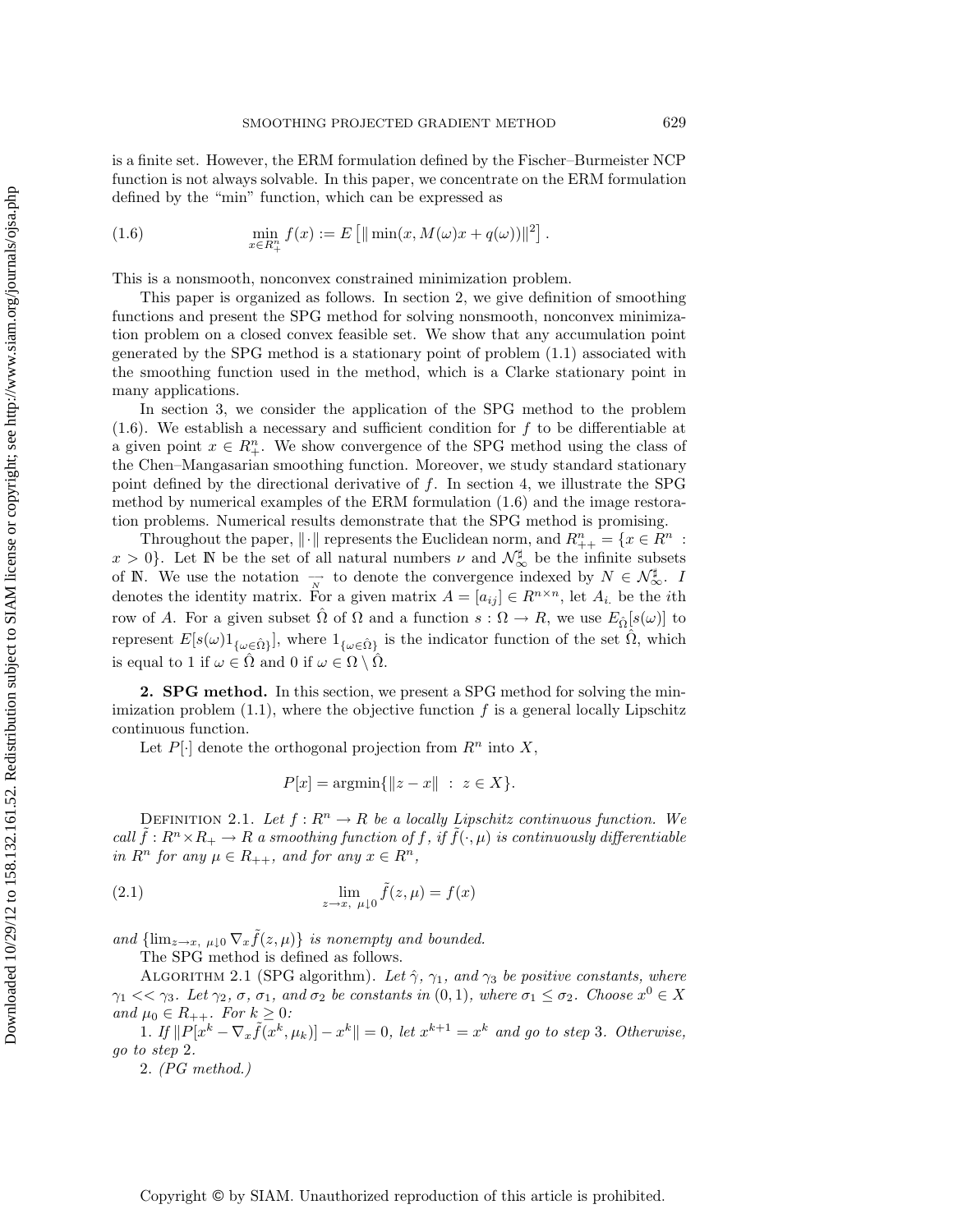is a finite set. However, the ERM formulation defined by the Fischer–Burmeister NCP function is not always solvable. In this paper, we concentrate on the ERM formulation defined by the "min" function, which can be expressed as

$$\min_{x \in R^n_+} f(x) := E\left[\|\min(x, M(\omega)x + q(\omega))\|^2\right]. \tag{1.6}$$

This is a nonsmooth, nonconvex constrained minimization problem.

This paper is organized as follows. In section 2, we give definition of smoothing functions and present the SPG method for solving nonsmooth, nonconvex minimization problem on a closed convex feasible set. We show that any accumulation point generated by the SPG method is a stationary point of problem (1.1) associated with the smoothing function used in the method, which is a Clarke stationary point in many applications.

In section 3, we consider the application of the SPG method to the problem (1.6). We establish a necessary and sufficient condition for $f$ to be differentiable at a given point $x \in R^n_+$. We show convergence of the SPG method using the class of the Chen–Mangasarian smoothing function. Moreover, we study standard stationary point defined by the directional derivative of $f$. In section 4, we illustrate the SPG method by numerical examples of the ERM formulation (1.6) and the image restoration problems. Numerical results demonstrate that the SPG method is promising.

Throughout the paper, $\|\cdot\|$ represents the Euclidean norm, and $R^n_{++} = \{x \in R^n : x > 0\}$. Let $\mathbb{N}$ be the set of all natural numbers $\nu$ and $\mathcal{N}^\sharp_\infty$ be the infinite subsets of $\mathbb{N}$. We use the notation $\underset{N}{\rightarrow}$ to denote the convergence indexed by $N \in \mathcal{N}^\sharp_\infty$. $I$ denotes the identity matrix. For a given matrix $A = [a_{ij}] \in R^{n \times n}$, let $A_{i.}$ be the $i$th row of $A$. For a given subset $\hat{\Omega}$ of $\Omega$ and a function $s : \Omega \to R$, we use $E_{\hat{\Omega}}[s(\omega)]$ to represent $E[s(\omega)1_{\{\omega \in \hat{\Omega}\}}]$, where $1_{\{\omega \in \hat{\Omega}\}}$ is the indicator function of the set $\hat{\Omega}$, which is equal to 1 if $\omega \in \hat{\Omega}$ and 0 if $\omega \in \Omega \setminus \hat{\Omega}$.

## 2. SPG method.

In this section, we present a SPG method for solving the minimization problem (1.1), where the objective function $f$ is a general locally Lipschitz continuous function.

Let $P[\cdot]$ denote the orthogonal projection from $R^n$ into $X$,

$$P[x] = \operatorname{argmin}\{\|z - x\| \ : \ z \in X\}.$$

Definition 2.1. *Let $f : R^n \to R$ be a locally Lipschitz continuous function. We call $\tilde{f} : R^n \times R_+ \to R$ a smoothing function of $f$, if $\tilde{f}(\cdot, \mu)$ is continuously differentiable in $R^n$ for any $\mu \in R_{++}$, and for any $x \in R^n$,*

$$\lim_{z \to x, \ \mu \downarrow 0} \tilde{f}(z, \mu) = f(x) \tag{2.1}$$

*and $\{\lim_{z \to x, \ \mu \downarrow 0} \nabla_x \tilde{f}(z, \mu)\}$ is nonempty and bounded.*

The SPG method is defined as follows.

Algorithm 2.1 (SPG algorithm). *Let $\hat{\gamma}$, $\gamma_1$, and $\gamma_3$ be positive constants, where $\gamma_1 << \gamma_3$. Let $\gamma_2$, $\sigma$, $\sigma_1$, and $\sigma_2$ be constants in $(0, 1)$, where $\sigma_1 \leq \sigma_2$. Choose $x^0 \in X$ and $\mu_0 \in R_{++}$. For $k \geq 0$:*

1. *If $\|P[x^k - \nabla_x \tilde{f}(x^k, \mu_k)] - x^k\| = 0$, let $x^{k+1} = x^k$ and go to step 3. Otherwise, go to step 2.*
2. *(PG method.)*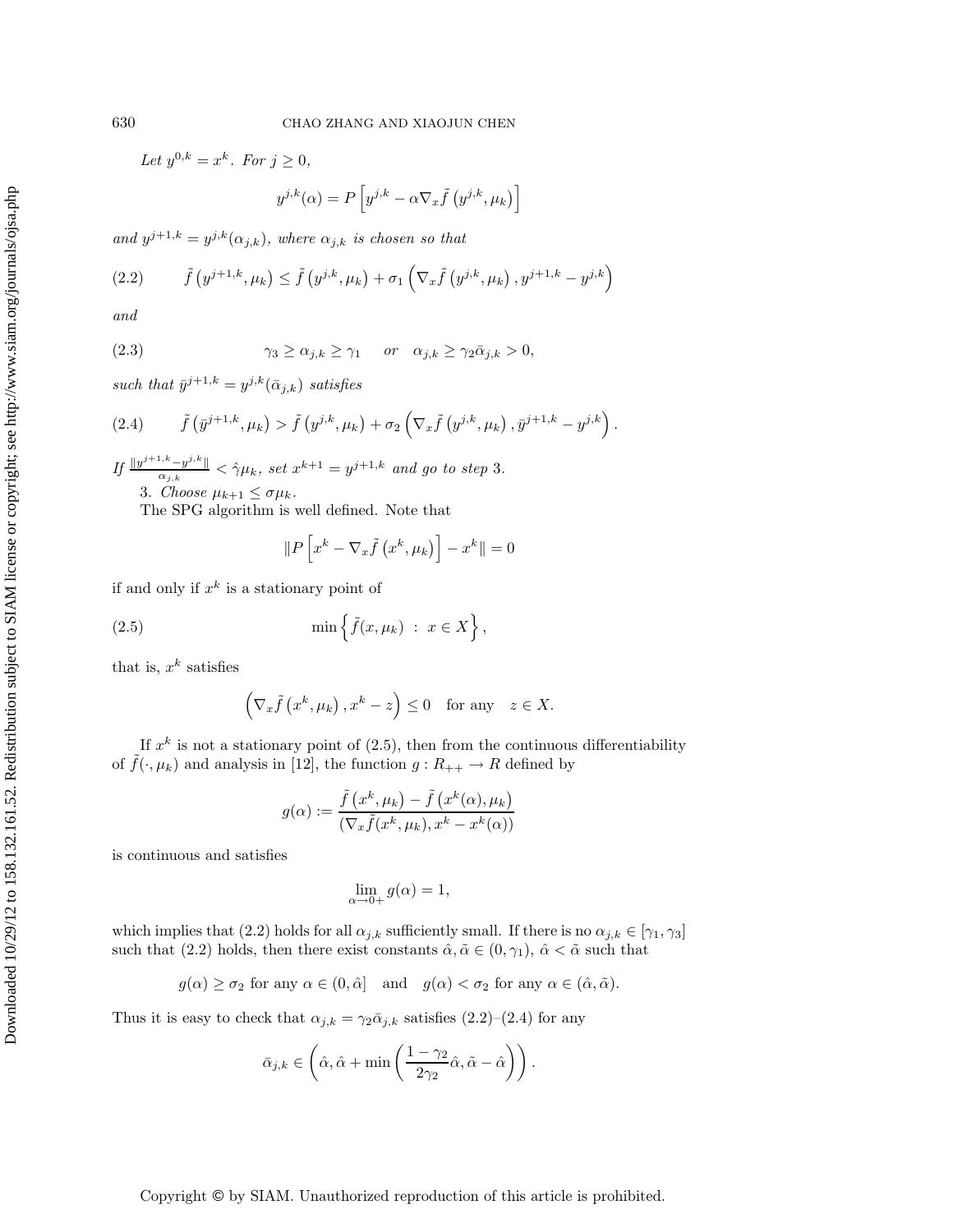*Let* $y^{0,k} = x^k$. *For* $j \geq 0$,

$$y^{j,k}(\alpha) = P\left[y^{j,k} - \alpha \nabla_x \tilde{f}\left(y^{j,k}, \mu_k\right)\right]$$

*and* $y^{j+1,k} = y^{j,k}(\alpha_{j,k})$, *where* $\alpha_{j,k}$ *is chosen so that*

$$\tilde{f}\left(y^{j+1,k}, \mu_k\right) \leq \tilde{f}\left(y^{j,k}, \mu_k\right) + \sigma_1 \left(\nabla_x \tilde{f}\left(y^{j,k}, \mu_k\right), y^{j+1,k} - y^{j,k}\right) \tag{2.2}$$

*and*

$$\gamma_3 \geq \alpha_{j,k} \geq \gamma_1 \quad \textit{or} \quad \alpha_{j,k} \geq \gamma_2 \bar{\alpha}_{j,k} > 0, \tag{2.3}$$

*such that* $\bar{y}^{j+1,k} = y^{j,k}(\bar{\alpha}_{j,k})$ *satisfies*

$$\tilde{f}\left(\bar{y}^{j+1,k}, \mu_k\right) > \tilde{f}\left(y^{j,k}, \mu_k\right) + \sigma_2 \left(\nabla_x \tilde{f}\left(y^{j,k}, \mu_k\right), \bar{y}^{j+1,k} - y^{j,k}\right). \tag{2.4}$$

*If* $\frac{\|y^{j+1,k} - y^{j,k}\|}{\alpha_{j,k}} < \hat{\gamma}\mu_k$, *set* $x^{k+1} = y^{j+1,k}$ *and go to step* 3.

3. *Choose* $\mu_{k+1} \leq \sigma \mu_k$.

The SPG algorithm is well defined. Note that

$$\|P\left[x^k - \nabla_x \tilde{f}\left(x^k, \mu_k\right)\right] - x^k\| = 0$$

if and only if $x^k$ is a stationary point of

$$\min \left\{\tilde{f}(x, \mu_k) \ : \ x \in X\right\}, \tag{2.5}$$

that is, $x^k$ satisfies

$$\left(\nabla_x \tilde{f}\left(x^k, \mu_k\right), x^k - z\right) \leq 0 \quad \text{for any} \quad z \in X.$$

If $x^k$ is not a stationary point of (2.5), then from the continuous differentiability of $\tilde{f}(\cdot, \mu_k)$ and analysis in [12], the function $g : R_{++} \to R$ defined by

$$g(\alpha) := \frac{\tilde{f}\left(x^k, \mu_k\right) - \tilde{f}\left(x^k(\alpha), \mu_k\right)}{(\nabla_x \tilde{f}(x^k, \mu_k), x^k - x^k(\alpha))}$$

is continuous and satisfies

$$\lim_{\alpha \to 0+} g(\alpha) = 1,$$

which implies that (2.2) holds for all $\alpha_{j,k}$ sufficiently small. If there is no $\alpha_{j,k} \in [\gamma_1, \gamma_3]$ such that (2.2) holds, then there exist constants $\hat{\alpha}, \tilde{\alpha} \in (0, \gamma_1)$, $\hat{\alpha} < \tilde{\alpha}$ such that

$$g(\alpha) \geq \sigma_2 \text{ for any } \alpha \in (0, \hat{\alpha}] \quad \text{and} \quad g(\alpha) < \sigma_2 \text{ for any } \alpha \in (\hat{\alpha}, \tilde{\alpha}).$$

Thus it is easy to check that $\alpha_{j,k} = \gamma_2 \bar{\alpha}_{j,k}$ satisfies (2.2)–(2.4) for any

$$\bar{\alpha}_{j,k} \in \left(\hat{\alpha}, \hat{\alpha} + \min\left(\frac{1 - \gamma_2}{2\gamma_2}\hat{\alpha}, \tilde{\alpha} - \hat{\alpha}\right)\right).$$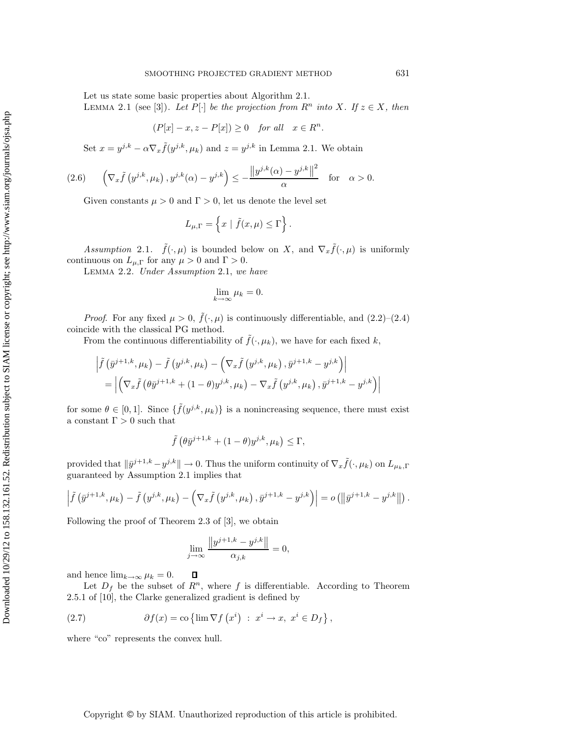Let us state some basic properties about Algorithm 2.1.

Lemma 2.1 (see [3]). *Let $P[\cdot]$ be the projection from $R^n$ into $X$. If $z \in X$, then*

$$(P[x] - x, z - P[x]) \geq 0 \quad \textit{for all} \quad x \in R^n.$$

Set $x = y^{j,k} - \alpha \nabla_x \tilde{f}(y^{j,k}, \mu_k)$ and $z = y^{j,k}$ in Lemma 2.1. We obtain

$$\left(\nabla_x \tilde{f}\left(y^{j,k}, \mu_k\right), y^{j,k}(\alpha) - y^{j,k}\right) \leq -\frac{\left\|y^{j,k}(\alpha) - y^{j,k}\right\|^2}{\alpha} \quad \text{for} \quad \alpha > 0. \tag{2.6}$$

Given constants $\mu > 0$ and $\Gamma > 0$, let us denote the level set

$$L_{\mu,\Gamma} = \left\{ x \mid \tilde{f}(x, \mu) \leq \Gamma \right\}.$$

*Assumption* 2.1. $\tilde{f}(\cdot, \mu)$ is bounded below on $X$, and $\nabla_x \tilde{f}(\cdot, \mu)$ is uniformly continuous on $L_{\mu,\Gamma}$ for any $\mu > 0$ and $\Gamma > 0$.

Lemma 2.2. *Under Assumption* 2.1, *we have*

$$\lim_{k \to \infty} \mu_k = 0.$$

*Proof.* For any fixed $\mu > 0$, $\tilde{f}(\cdot, \mu)$ is continuously differentiable, and (2.2)–(2.4) coincide with the classical PG method.

From the continuous differentiability of $\tilde{f}(\cdot, \mu_k)$, we have for each fixed $k$,

$$\begin{aligned}
&\left| \tilde{f}\left(\bar{y}^{j+1,k}, \mu_k\right) - \tilde{f}\left(y^{j,k}, \mu_k\right) - \left(\nabla_x \tilde{f}\left(y^{j,k}, \mu_k\right), \bar{y}^{j+1,k} - y^{j,k}\right) \right| \\
&\quad = \left| \left(\nabla_x \tilde{f}\left(\theta \bar{y}^{j+1,k} + (1-\theta) y^{j,k}, \mu_k\right) - \nabla_x \tilde{f}\left(y^{j,k}, \mu_k\right), \bar{y}^{j+1,k} - y^{j,k}\right) \right|
\end{aligned}$$

for some $\theta \in [0, 1]$. Since $\{\tilde{f}(y^{j,k}, \mu_k)\}$ is a nonincreasing sequence, there must exist a constant $\Gamma > 0$ such that

$$\tilde{f}\left(\theta \bar{y}^{j+1,k} + (1-\theta) y^{j,k}, \mu_k\right) \leq \Gamma,$$

provided that $\|\bar{y}^{j+1,k} - y^{j,k}\| \to 0$. Thus the uniform continuity of $\nabla_x \tilde{f}(\cdot, \mu_k)$ on $L_{\mu_k,\Gamma}$ guaranteed by Assumption 2.1 implies that

$$\left| \tilde{f}\left(\bar{y}^{j+1,k}, \mu_k\right) - \tilde{f}\left(y^{j,k}, \mu_k\right) - \left(\nabla_x \tilde{f}\left(y^{j,k}, \mu_k\right), \bar{y}^{j+1,k} - y^{j,k}\right) \right| = o\left(\left\|\bar{y}^{j+1,k} - y^{j,k}\right\|\right).$$

Following the proof of Theorem 2.3 of [3], we obtain

$$\lim_{j \to \infty} \frac{\left\|y^{j+1,k} - y^{j,k}\right\|}{\alpha_{j,k}} = 0,$$

and hence $\lim_{k \to \infty} \mu_k = 0$. $\square$

Let $D_f$ be the subset of $R^n$, where $f$ is differentiable. According to Theorem 2.5.1 of [10], the Clarke generalized gradient is defined by

$$\partial f(x) = \operatorname{co}\left\{ \lim \nabla f\left(x^i\right) \; : \; x^i \to x, \; x^i \in D_f \right\}, \tag{2.7}$$

where "co" represents the convex hull.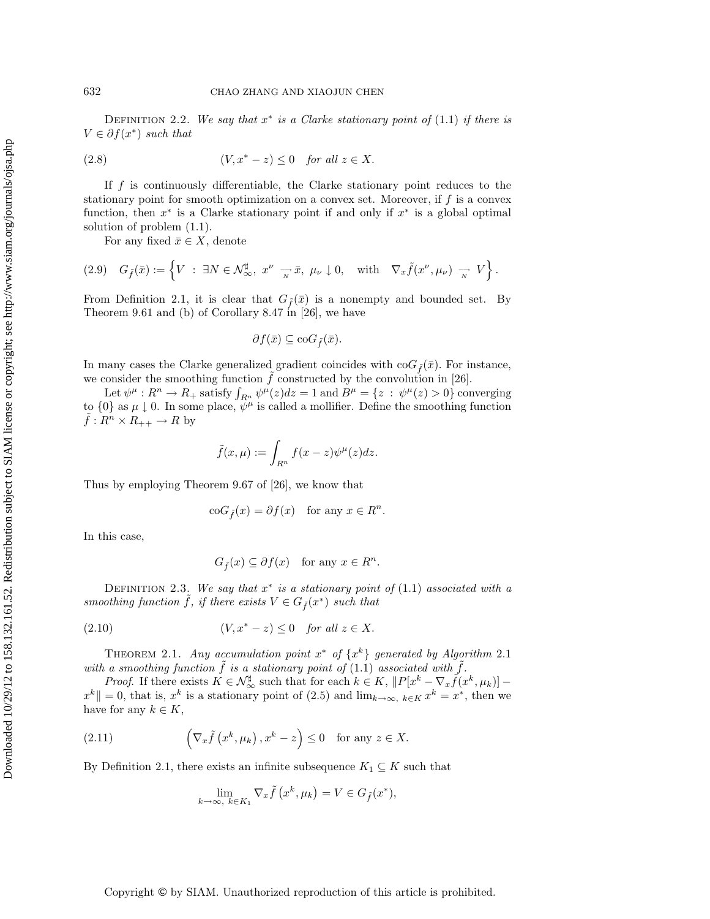Definition 2.2. *We say that $x^*$ is a Clarke stationary point of* (1.1) *if there is $V \in \partial f(x^*)$ such that*

$$(V, x^* - z) \le 0 \quad \text{for all } z \in X. \tag{2.8}$$

If $f$ is continuously differentiable, the Clarke stationary point reduces to the stationary point for smooth optimization on a convex set. Moreover, if $f$ is a convex function, then $x^*$ is a Clarke stationary point if and only if $x^*$ is a global optimal solution of problem (1.1).

For any fixed $\bar{x} \in X$, denote

$$G_{\tilde{f}}(\bar{x}) := \left\{ V \ : \ \exists N \in \mathcal{N}_\infty^\sharp, \ x^\nu \underset{N}{\to} \bar{x}, \ \mu_\nu \downarrow 0, \quad \text{with} \quad \nabla_x \tilde{f}(x^\nu, \mu_\nu) \underset{N}{\to} V \right\}. \tag{2.9}$$

From Definition 2.1, it is clear that $G_{\tilde{f}}(\bar{x})$ is a nonempty and bounded set. By Theorem 9.61 and (b) of Corollary 8.47 in [26], we have

$$\partial f(\bar{x}) \subseteq \text{co} G_{\tilde{f}}(\bar{x}).$$

In many cases the Clarke generalized gradient coincides with $\text{co}G_{\tilde{f}}(\bar{x})$. For instance, we consider the smoothing function $\tilde{f}$ constructed by the convolution in [26].

Let $\psi^\mu : R^n \to R_+$ satisfy $\int_{R^n} \psi^\mu(z)dz = 1$ and $B^\mu = \{z \ : \ \psi^\mu(z) > 0\}$ converging to $\{0\}$ as $\mu \downarrow 0$. In some place, $\psi^\mu$ is called a mollifier. Define the smoothing function $\tilde{f} : R^n \times R_{++} \to R$ by

$$\tilde{f}(x, \mu) := \int_{R^n} f(x - z)\psi^\mu(z)dz.$$

Thus by employing Theorem 9.67 of [26], we know that

$$\text{co}G_{\tilde{f}}(x) = \partial f(x) \quad \text{for any } x \in R^n.$$

In this case,

$$G_{\tilde{f}}(x) \subseteq \partial f(x) \quad \text{for any } x \in R^n.$$

Definition 2.3. *We say that $x^*$ is a stationary point of* (1.1) *associated with a smoothing function $\tilde{f}$, if there exists $V \in G_{\tilde{f}}(x^*)$ such that*

$$(V, x^* - z) \le 0 \quad \text{for all } z \in X. \tag{2.10}$$

Theorem 2.1. *Any accumulation point $x^*$ of $\{x^k\}$ generated by Algorithm* 2.1 *with a smoothing function $\tilde{f}$ is a stationary point of* (1.1) *associated with $\tilde{f}$.*

*Proof.* If there exists $K \in \mathcal{N}_\infty^\sharp$ such that for each $k \in K$, $\|P[x^k - \nabla_x \tilde{f}(x^k, \mu_k)] - x^k\| = 0$, that is, $x^k$ is a stationary point of (2.5) and $\lim_{k\to\infty, \ k\in K} x^k = x^*$, then we have for any $k \in K$,

$$\left(\nabla_x \tilde{f}\left(x^k, \mu_k\right), x^k - z\right) \le 0 \quad \text{for any } z \in X. \tag{2.11}$$

By Definition 2.1, there exists an infinite subsequence $K_1 \subseteq K$ such that

$$\lim_{k\to\infty, \ k\in K_1} \nabla_x \tilde{f}\left(x^k, \mu_k\right) = V \in G_{\tilde{f}}(x^*),$$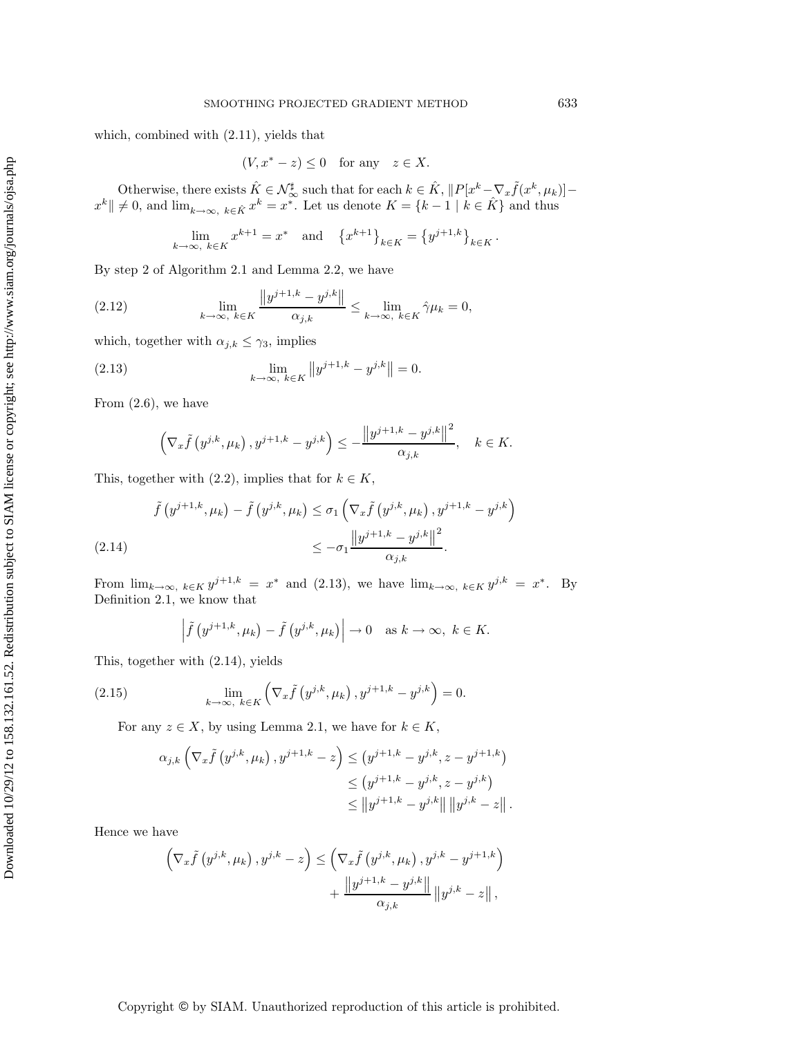which, combined with (2.11), yields that

$$(V, x^* - z) \leq 0 \quad \text{for any} \quad z \in X.$$

Otherwise, there exists $\hat{K} \in \mathcal{N}_\infty^\sharp$ such that for each $k \in \hat{K}$, $\|P[x^k - \nabla_x \tilde{f}(x^k, \mu_k)] - x^k\| \neq 0$, and $\lim_{k\to\infty,\ k\in\hat{K}} x^k = x^*$. Let us denote $K = \{k - 1 \mid k \in \hat{K}\}$ and thus

$$\lim_{k\to\infty,\ k\in K} x^{k+1} = x^* \quad \text{and} \quad \left\{x^{k+1}\right\}_{k\in K} = \left\{y^{j+1,k}\right\}_{k\in K}.$$

By step 2 of Algorithm 2.1 and Lemma 2.2, we have

$$\lim_{k\to\infty,\ k\in K} \frac{\left\|y^{j+1,k} - y^{j,k}\right\|}{\alpha_{j,k}} \leq \lim_{k\to\infty,\ k\in K} \hat{\gamma}\mu_k = 0, \tag{2.12}$$

which, together with $\alpha_{j,k} \leq \gamma_3$, implies

$$\lim_{k\to\infty,\ k\in K} \left\|y^{j+1,k} - y^{j,k}\right\| = 0. \tag{2.13}$$

From (2.6), we have

$$\left(\nabla_x \tilde{f}\left(y^{j,k}, \mu_k\right), y^{j+1,k} - y^{j,k}\right) \leq -\frac{\left\|y^{j+1,k} - y^{j,k}\right\|^2}{\alpha_{j,k}}, \quad k \in K.$$

This, together with (2.2), implies that for $k \in K$,

$$\begin{aligned} \tilde{f}\left(y^{j+1,k}, \mu_k\right) - \tilde{f}\left(y^{j,k}, \mu_k\right) &\leq \sigma_1 \left(\nabla_x \tilde{f}\left(y^{j,k}, \mu_k\right), y^{j+1,k} - y^{j,k}\right) \\ &\leq -\sigma_1 \frac{\left\|y^{j+1,k} - y^{j,k}\right\|^2}{\alpha_{j,k}}. \end{aligned} \tag{2.14}$$

From $\lim_{k\to\infty,\ k\in K} y^{j+1,k} = x^*$ and (2.13), we have $\lim_{k\to\infty,\ k\in K} y^{j,k} = x^*$. By Definition 2.1, we know that

$$\left|\tilde{f}\left(y^{j+1,k}, \mu_k\right) - \tilde{f}\left(y^{j,k}, \mu_k\right)\right| \to 0 \quad \text{as } k \to \infty,\ k \in K.$$

This, together with (2.14), yields

$$\lim_{k\to\infty,\ k\in K} \left(\nabla_x \tilde{f}\left(y^{j,k}, \mu_k\right), y^{j+1,k} - y^{j,k}\right) = 0. \tag{2.15}$$

For any $z \in X$, by using Lemma 2.1, we have for $k \in K$,

$$\begin{aligned} \alpha_{j,k} \left(\nabla_x \tilde{f}\left(y^{j,k}, \mu_k\right), y^{j+1,k} - z\right) &\leq \left(y^{j+1,k} - y^{j,k}, z - y^{j+1,k}\right) \\ &\leq \left(y^{j+1,k} - y^{j,k}, z - y^{j,k}\right) \\ &\leq \left\|y^{j+1,k} - y^{j,k}\right\| \left\|y^{j,k} - z\right\|. \end{aligned}$$

Hence we have

$$\begin{aligned} \left(\nabla_x \tilde{f}\left(y^{j,k}, \mu_k\right), y^{j,k} - z\right) &\leq \left(\nabla_x \tilde{f}\left(y^{j,k}, \mu_k\right), y^{j,k} - y^{j+1,k}\right) \\ &\quad + \frac{\left\|y^{j+1,k} - y^{j,k}\right\|}{\alpha_{j,k}} \left\|y^{j,k} - z\right\|, \end{aligned}$$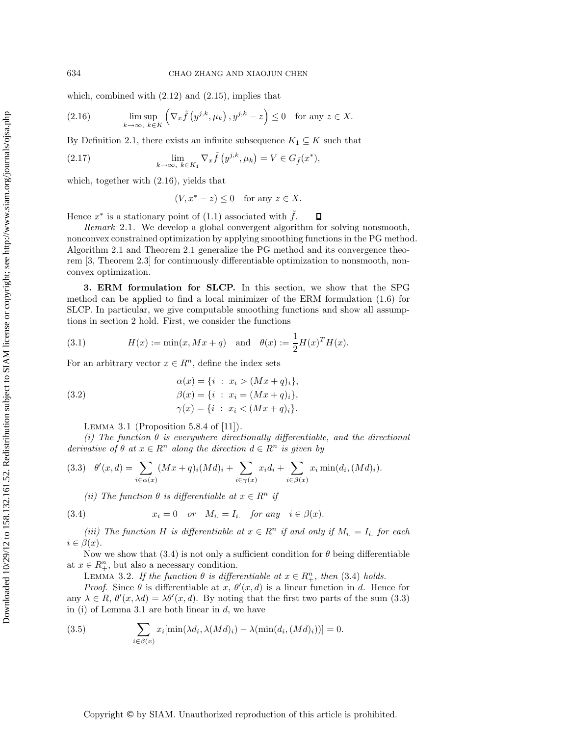which, combined with (2.12) and (2.15), implies that

$$\limsup_{k\to\infty,\ k\in K} \left(\nabla_x \tilde{f}\left(y^{j,k}, \mu_k\right), y^{j,k} - z\right) \leq 0 \quad \text{for any } z \in X. \tag{2.16}$$

By Definition 2.1, there exists an infinite subsequence $K_1 \subseteq K$ such that

$$\lim_{k\to\infty,\ k\in K_1} \nabla_x \tilde{f}\left(y^{j,k}, \mu_k\right) = V \in G_{\tilde{f}}(x^*), \tag{2.17}$$

which, together with (2.16), yields that

$$(V, x^* - z) \leq 0 \quad \text{for any } z \in X.$$

Hence $x^*$ is a stationary point of (1.1) associated with $\tilde{f}$. ◻

*Remark* 2.1. We develop a global convergent algorithm for solving nonsmooth, nonconvex constrained optimization by applying smoothing functions in the PG method. Algorithm 2.1 and Theorem 2.1 generalize the PG method and its convergence theorem [3, Theorem 2.3] for continuously differentiable optimization to nonsmooth, nonconvex optimization.

**3. ERM formulation for SLCP.** In this section, we show that the SPG method can be applied to find a local minimizer of the ERM formulation (1.6) for SLCP. In particular, we give computable smoothing functions and show all assumptions in section 2 hold. First, we consider the functions

$$H(x) := \min(x, Mx + q) \quad \text{and} \quad \theta(x) := \frac{1}{2}H(x)^T H(x). \tag{3.1}$$

For an arbitrary vector $x \in R^n$, define the index sets

$$\begin{aligned} \alpha(x) &= \{i \ : \ x_i > (Mx + q)_i\}, \\ \beta(x) &= \{i \ : \ x_i = (Mx + q)_i\}, \\ \gamma(x) &= \{i \ : \ x_i < (Mx + q)_i\}. \end{aligned} \tag{3.2}$$

Lemma 3.1 (Proposition 5.8.4 of [11]).

*(i) The function $\theta$ is everywhere directionally differentiable, and the directional derivative of $\theta$ at $x \in R^n$ along the direction $d \in R^n$ is given by*

$$\theta'(x, d) = \sum_{i\in\alpha(x)} (Mx + q)_i (Md)_i + \sum_{i\in\gamma(x)} x_i d_i + \sum_{i\in\beta(x)} x_i \min(d_i, (Md)_i). \tag{3.3}$$

*(ii) The function $\theta$ is differentiable at $x \in R^n$ if*

$$x_i = 0 \quad \text{or} \quad M_{i.} = I_{i.} \quad \text{for any} \quad i \in \beta(x). \tag{3.4}$$

*(iii) The function $H$ is differentiable at $x \in R^n$ if and only if $M_{i.} = I_{i.}$ for each $i \in \beta(x)$.*

Now we show that (3.4) is not only a sufficient condition for $\theta$ being differentiable at $x \in R^n_+$, but also a necessary condition.

Lemma 3.2. *If the function $\theta$ is differentiable at $x \in R^n_+$, then* (3.4) *holds.*

*Proof.* Since $\theta$ is differentiable at $x$, $\theta'(x, d)$ is a linear function in $d$. Hence for any $\lambda \in R$, $\theta'(x, \lambda d) = \lambda\theta'(x, d)$. By noting that the first two parts of the sum (3.3) in (i) of Lemma 3.1 are both linear in $d$, we have

$$\sum_{i\in\beta(x)} x_i[\min(\lambda d_i, \lambda(Md)_i) - \lambda(\min(d_i, (Md)_i))] = 0. \tag{3.5}$$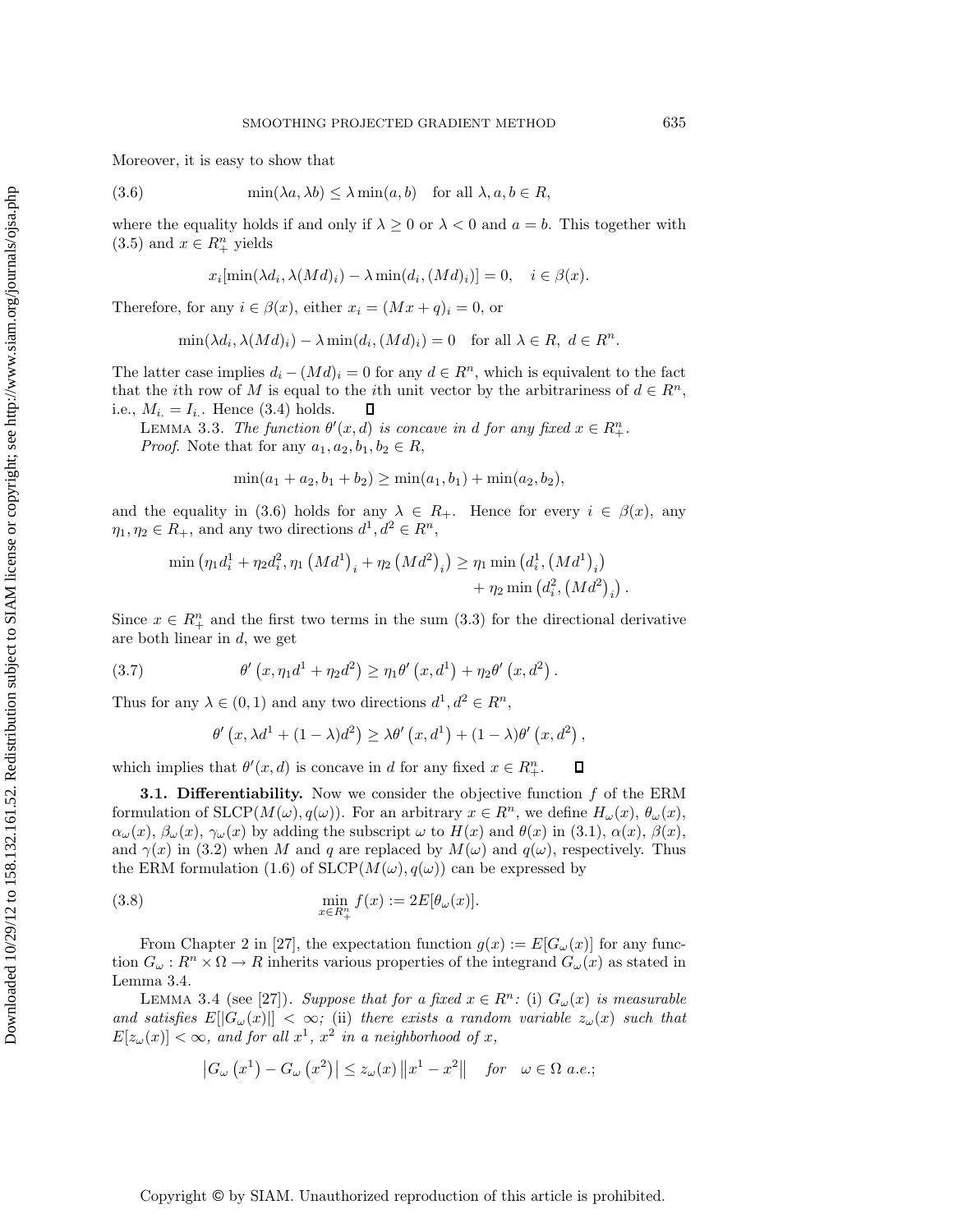Moreover, it is easy to show that

$$\min(\lambda a, \lambda b) \leq \lambda \min(a, b) \quad \text{for all } \lambda, a, b \in R, \tag{3.6}$$

where the equality holds if and only if $\lambda \geq 0$ or $\lambda < 0$ and $a = b$. This together with (3.5) and $x \in R^n_+$ yields

$$x_i[\min(\lambda d_i, \lambda(Md)_i) - \lambda \min(d_i, (Md)_i)] = 0, \quad i \in \beta(x).$$

Therefore, for any $i \in \beta(x)$, either $x_i = (Mx + q)_i = 0$, or

$$\min(\lambda d_i, \lambda(Md)_i) - \lambda \min(d_i, (Md)_i) = 0 \quad \text{for all } \lambda \in R, \ d \in R^n.$$

The latter case implies $d_i - (Md)_i = 0$ for any $d \in R^n$, which is equivalent to the fact that the $i$th row of $M$ is equal to the $i$th unit vector by the arbitrariness of $d \in R^n$, i.e., $M_{i.} = I_{i.}$. Hence (3.4) holds. ∎

Lemma 3.3. *The function $\theta'(x, d)$ is concave in $d$ for any fixed $x \in R^n_+$.*

*Proof.* Note that for any $a_1, a_2, b_1, b_2 \in R$,

$$\min(a_1 + a_2, b_1 + b_2) \geq \min(a_1, b_1) + \min(a_2, b_2),$$

and the equality in (3.6) holds for any $\lambda \in R_+$. Hence for every $i \in \beta(x)$, any $\eta_1, \eta_2 \in R_+$, and any two directions $d^1, d^2 \in R^n$,

$$\min\left(\eta_1 d_i^1 + \eta_2 d_i^2, \eta_1 \left(Md^1\right)_i + \eta_2 \left(Md^2\right)_i\right) \geq \eta_1 \min\left(d_i^1, \left(Md^1\right)_i\right) + \eta_2 \min\left(d_i^2, \left(Md^2\right)_i\right).$$

Since $x \in R^n_+$ and the first two terms in the sum (3.3) for the directional derivative are both linear in $d$, we get

$$\theta'\left(x, \eta_1 d^1 + \eta_2 d^2\right) \geq \eta_1 \theta'\left(x, d^1\right) + \eta_2 \theta'\left(x, d^2\right). \tag{3.7}$$

Thus for any $\lambda \in (0, 1)$ and any two directions $d^1, d^2 \in R^n$,

$$\theta'\left(x, \lambda d^1 + (1 - \lambda) d^2\right) \geq \lambda \theta'\left(x, d^1\right) + (1 - \lambda) \theta'\left(x, d^2\right),$$

which implies that $\theta'(x, d)$ is concave in $d$ for any fixed $x \in R^n_+$. ∎

### 3.1. Differentiability.

Now we consider the objective function $f$ of the ERM formulation of SLCP$(M(\omega), q(\omega))$. For an arbitrary $x \in R^n$, we define $H_\omega(x)$, $\theta_\omega(x)$, $\alpha_\omega(x)$, $\beta_\omega(x)$, $\gamma_\omega(x)$ by adding the subscript $\omega$ to $H(x)$ and $\theta(x)$ in (3.1), $\alpha(x)$, $\beta(x)$, and $\gamma(x)$ in (3.2) when $M$ and $q$ are replaced by $M(\omega)$ and $q(\omega)$, respectively. Thus the ERM formulation (1.6) of SLCP$(M(\omega), q(\omega))$ can be expressed by

$$\min_{x \in R^n_+} f(x) := 2E[\theta_\omega(x)]. \tag{3.8}$$

From Chapter 2 in [27], the expectation function $g(x) := E[G_\omega(x)]$ for any function $G_\omega : R^n \times \Omega \to R$ inherits various properties of the integrand $G_\omega(x)$ as stated in Lemma 3.4.

Lemma 3.4 (see [27]). *Suppose that for a fixed $x \in R^n$:* (i) *$G_\omega(x)$ is measurable and satisfies $E[|G_\omega(x)|] < \infty$;* (ii) *there exists a random variable $z_\omega(x)$ such that $E[z_\omega(x)] < \infty$, and for all $x^1$, $x^2$ in a neighborhood of $x$,*

$$\left|G_\omega\left(x^1\right) - G_\omega\left(x^2\right)\right| \leq z_\omega(x) \left\|x^1 - x^2\right\| \quad \textit{for} \quad \omega \in \Omega \ \textit{a.e.};$$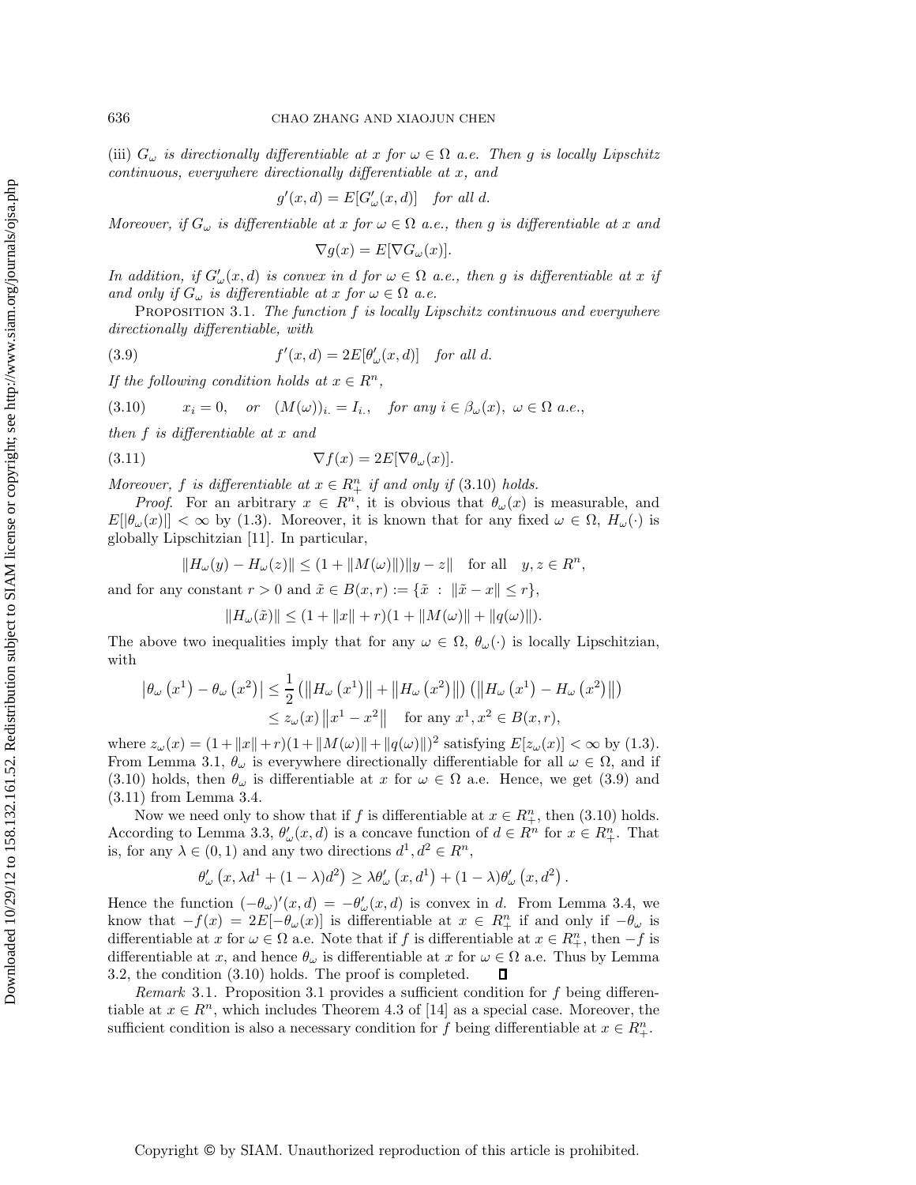(iii) $G_\omega$ *is directionally differentiable at* $x$ *for* $\omega \in \Omega$ *a.e. Then* $g$ *is locally Lipschitz continuous, everywhere directionally differentiable at* $x$*, and*

$$g'(x, d) = E[G'_\omega(x, d)] \quad \textit{for all } d.$$

*Moreover, if* $G_\omega$ *is differentiable at* $x$ *for* $\omega \in \Omega$ *a.e., then* $g$ *is differentiable at* $x$ *and*

$$\nabla g(x) = E[\nabla G_\omega(x)].$$

*In addition, if* $G'_\omega(x, d)$ *is convex in* $d$ *for* $\omega \in \Omega$ *a.e., then* $g$ *is differentiable at* $x$ *if and only if* $G_\omega$ *is differentiable at* $x$ *for* $\omega \in \Omega$ *a.e.*

PROPOSITION 3.1. *The function* $f$ *is locally Lipschitz continuous and everywhere directionally differentiable, with*

$$f'(x, d) = 2E[\theta'_\omega(x, d)] \quad \textit{for all } d. \tag{3.9}$$

*If the following condition holds at* $x \in R^n$,

$$x_i = 0, \quad \textit{or} \quad (M(\omega))_{i.} = I_{i.}, \quad \textit{for any } i \in \beta_\omega(x),\ \omega \in \Omega \textit{ a.e.}, \tag{3.10}$$

*then* $f$ *is differentiable at* $x$ *and*

$$\nabla f(x) = 2E[\nabla \theta_\omega(x)]. \tag{3.11}$$

*Moreover,* $f$ *is differentiable at* $x \in R^n_+$ *if and only if* (3.10) *holds.*

*Proof.* For an arbitrary $x \in R^n$, it is obvious that $\theta_\omega(x)$ is measurable, and $E[|\theta_\omega(x)|] < \infty$ by (1.3). Moreover, it is known that for any fixed $\omega \in \Omega$, $H_\omega(\cdot)$ is globally Lipschitzian [11]. In particular,

$$\|H_\omega(y) - H_\omega(z)\| \le (1 + \|M(\omega)\|)\|y - z\| \quad \text{for all} \quad y, z \in R^n,$$

and for any constant $r > 0$ and $\tilde{x} \in B(x, r) := \{\tilde{x} \ :\ \|\tilde{x} - x\| \le r\}$,

$$\|H_\omega(\tilde{x})\| \le (1 + \|x\| + r)(1 + \|M(\omega)\| + \|q(\omega)\|).$$

The above two inequalities imply that for any $\omega \in \Omega$, $\theta_\omega(\cdot)$ is locally Lipschitzian, with

$$\begin{aligned}
\left|\theta_\omega\left(x^1\right) - \theta_\omega\left(x^2\right)\right| &\le \frac{1}{2}\left(\left\|H_\omega\left(x^1\right)\right\| + \left\|H_\omega\left(x^2\right)\right\|\right)\left(\left\|H_\omega\left(x^1\right) - H_\omega\left(x^2\right)\right\|\right) \\
&\le z_\omega(x)\left\|x^1 - x^2\right\| \quad \text{for any } x^1, x^2 \in B(x, r),
\end{aligned}$$

where $z_\omega(x) = (1 + \|x\| + r)(1 + \|M(\omega)\| + \|q(\omega)\|)^2$ satisfying $E[z_\omega(x)] < \infty$ by (1.3). From Lemma 3.1, $\theta_\omega$ is everywhere directionally differentiable for all $\omega \in \Omega$, and if (3.10) holds, then $\theta_\omega$ is differentiable at $x$ for $\omega \in \Omega$ a.e. Hence, we get (3.9) and (3.11) from Lemma 3.4.

Now we need only to show that if $f$ is differentiable at $x \in R^n_+$, then (3.10) holds. According to Lemma 3.3, $\theta'_\omega(x, d)$ is a concave function of $d \in R^n$ for $x \in R^n_+$. That is, for any $\lambda \in (0, 1)$ and any two directions $d^1, d^2 \in R^n$,

$$\theta'_\omega\left(x, \lambda d^1 + (1 - \lambda)d^2\right) \ge \lambda\theta'_\omega\left(x, d^1\right) + (1 - \lambda)\theta'_\omega\left(x, d^2\right).$$

Hence the function $(-\theta_\omega)'(x, d) = -\theta'_\omega(x, d)$ is convex in $d$. From Lemma 3.4, we know that $-f(x) = 2E[-\theta_\omega(x)]$ is differentiable at $x \in R^n_+$ if and only if $-\theta_\omega$ is differentiable at $x$ for $\omega \in \Omega$ a.e. Note that if $f$ is differentiable at $x \in R^n_+$, then $-f$ is differentiable at $x$, and hence $\theta_\omega$ is differentiable at $x$ for $\omega \in \Omega$ a.e. Thus by Lemma 3.2, the condition (3.10) holds. The proof is completed. ∎

*Remark* 3.1. Proposition 3.1 provides a sufficient condition for $f$ being differentiable at $x \in R^n$, which includes Theorem 4.3 of [14] as a special case. Moreover, the sufficient condition is also a necessary condition for $f$ being differentiable at $x \in R^n_+$.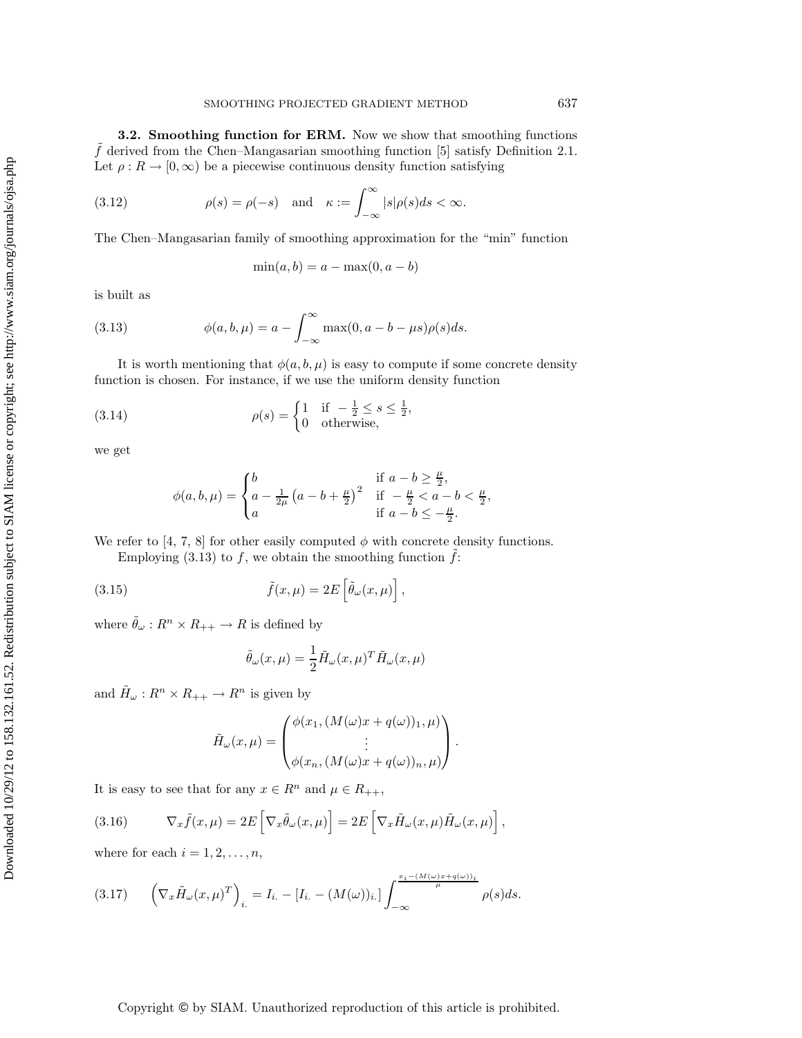**3.2. Smoothing function for ERM.** Now we show that smoothing functions $\tilde{f}$ derived from the Chen–Mangasarian smoothing function [5] satisfy Definition 2.1. Let $\rho : R \to [0, \infty)$ be a piecewise continuous density function satisfying

$$\rho(s) = \rho(-s) \quad \text{and} \quad \kappa := \int_{-\infty}^{\infty} |s|\rho(s)ds < \infty. \tag{3.12}$$

The Chen–Mangasarian family of smoothing approximation for the "min" function

$$\min(a, b) = a - \max(0, a - b)$$

is built as

$$\phi(a, b, \mu) = a - \int_{-\infty}^{\infty} \max(0, a - b - \mu s)\rho(s)ds. \tag{3.13}$$

It is worth mentioning that $\phi(a, b, \mu)$ is easy to compute if some concrete density function is chosen. For instance, if we use the uniform density function

$$\rho(s) = \begin{cases} 1 & \text{if } -\frac{1}{2} \le s \le \frac{1}{2}, \\ 0 & \text{otherwise}, \end{cases} \tag{3.14}$$

we get

$$\phi(a, b, \mu) = \begin{cases} b & \text{if } a - b \ge \frac{\mu}{2}, \\ a - \frac{1}{2\mu}\left(a - b + \frac{\mu}{2}\right)^2 & \text{if } -\frac{\mu}{2} < a - b < \frac{\mu}{2}, \\ a & \text{if } a - b \le -\frac{\mu}{2}. \end{cases}$$

We refer to [4, 7, 8] for other easily computed $\phi$ with concrete density functions.

Employing (3.13) to $f$, we obtain the smoothing function $\tilde{f}$:

$$\tilde{f}(x, \mu) = 2E\left[\tilde{\theta}_\omega(x, \mu)\right], \tag{3.15}$$

where $\tilde{\theta}_\omega : R^n \times R_{++} \to R$ is defined by

$$\tilde{\theta}_\omega(x, \mu) = \frac{1}{2}\tilde{H}_\omega(x, \mu)^T \tilde{H}_\omega(x, \mu)$$

and $\tilde{H}_\omega : R^n \times R_{++} \to R^n$ is given by

$$\tilde{H}_\omega(x, \mu) = \begin{pmatrix} \phi(x_1, (M(\omega)x + q(\omega))_1, \mu) \\ \vdots \\ \phi(x_n, (M(\omega)x + q(\omega))_n, \mu) \end{pmatrix}.$$

It is easy to see that for any $x \in R^n$ and $\mu \in R_{++}$,

$$\nabla_x \tilde{f}(x, \mu) = 2E\left[\nabla_x \tilde{\theta}_\omega(x, \mu)\right] = 2E\left[\nabla_x \tilde{H}_\omega(x, \mu)\tilde{H}_\omega(x, \mu)\right], \tag{3.16}$$

where for each $i = 1, 2, \ldots, n$,

$$\left(\nabla_x \tilde{H}_\omega(x, \mu)^T\right)_{i.} = I_{i.} - [I_{i.} - (M(\omega))_{i.}] \int_{-\infty}^{\frac{x_i - (M(\omega)x + q(\omega))_i}{\mu}} \rho(s)ds. \tag{3.17}$$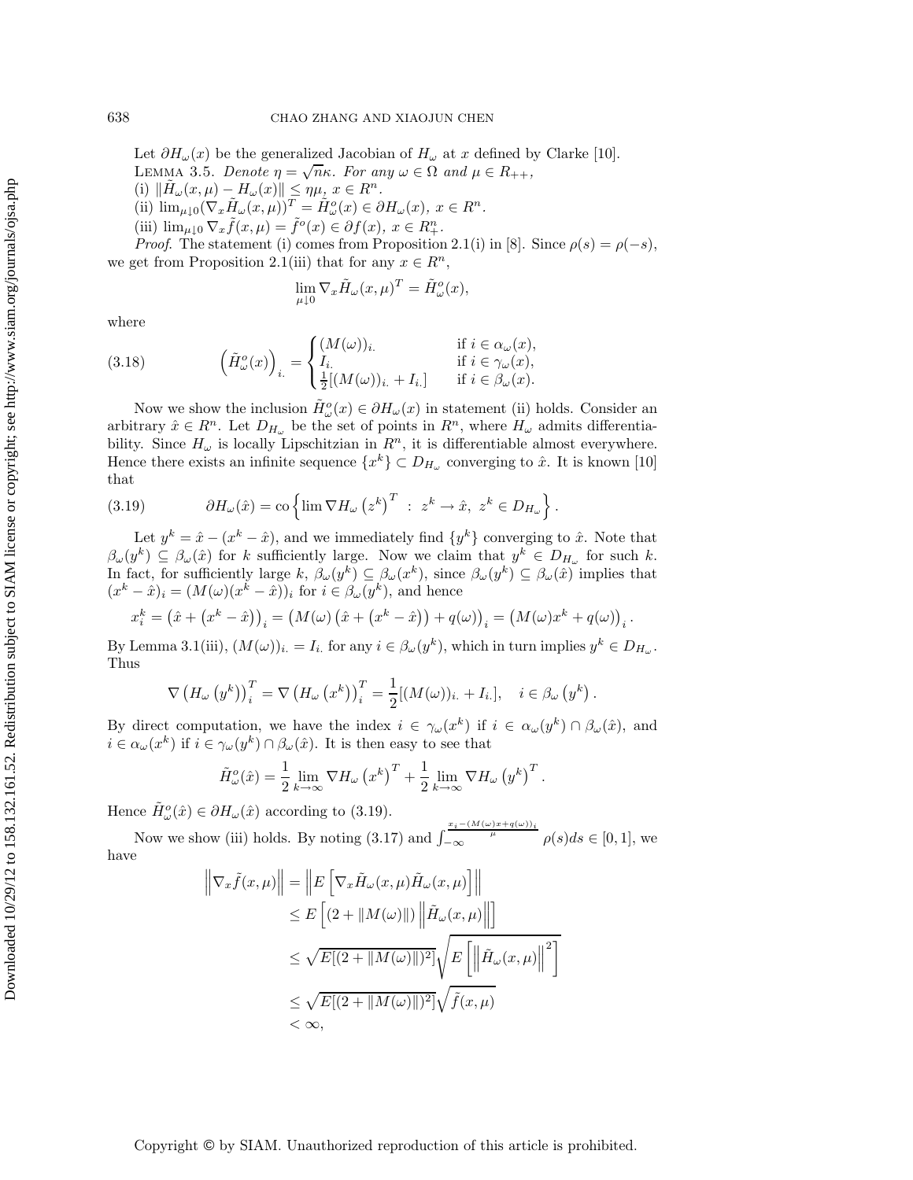Let $\partial H_\omega(x)$ be the generalized Jacobian of $H_\omega$ at $x$ defined by Clarke [10].

Lemma 3.5. *Denote $\eta = \sqrt{n}\kappa$. For any $\omega \in \Omega$ and $\mu \in R_{++}$,*

(i) $\|\tilde{H}_\omega(x,\mu) - H_\omega(x)\| \le \eta\mu$, $x \in R^n$.

(ii) $\lim_{\mu\downarrow 0}(\nabla_x \tilde{H}_\omega(x,\mu))^T = \tilde{H}^o_\omega(x) \in \partial H_\omega(x)$, $x \in R^n$.

(iii) $\lim_{\mu\downarrow 0}\nabla_x \tilde{f}(x,\mu) = \tilde{f}^o(x) \in \partial f(x)$, $x \in R^n_+$.

*Proof.* The statement (i) comes from Proposition 2.1(i) in [8]. Since $\rho(s) = \rho(-s)$, we get from Proposition 2.1(iii) that for any $x \in R^n$,

$$\lim_{\mu\downarrow 0}\nabla_x \tilde{H}_\omega(x,\mu)^T = \tilde{H}^o_\omega(x),$$

where

$$\left(\tilde{H}^o_\omega(x)\right)_{i\cdot} = \begin{cases} (M(\omega))_{i\cdot} & \text{if } i \in \alpha_\omega(x), \\ I_{i\cdot} & \text{if } i \in \gamma_\omega(x), \\ \frac{1}{2}[(M(\omega))_{i\cdot} + I_{i\cdot}] & \text{if } i \in \beta_\omega(x). \end{cases} \tag{3.18}$$

Now we show the inclusion $\tilde{H}^o_\omega(x) \in \partial H_\omega(x)$ in statement (ii) holds. Consider an arbitrary $\hat{x} \in R^n$. Let $D_{H_\omega}$ be the set of points in $R^n$, where $H_\omega$ admits differentiability. Since $H_\omega$ is locally Lipschitzian in $R^n$, it is differentiable almost everywhere. Hence there exists an infinite sequence $\{x^k\} \subset D_{H_\omega}$ converging to $\hat{x}$. It is known [10] that

$$\partial H_\omega(\hat{x}) = \text{co}\left\{\lim \nabla H_\omega\left(z^k\right)^T \ : \ z^k \to \hat{x},\ z^k \in D_{H_\omega}\right\}. \tag{3.19}$$

Let $y^k = \hat{x} - (x^k - \hat{x})$, and we immediately find $\{y^k\}$ converging to $\hat{x}$. Note that $\beta_\omega(y^k) \subseteq \beta_\omega(\hat{x})$ for $k$ sufficiently large. Now we claim that $y^k \in D_{H_\omega}$ for such $k$. In fact, for sufficiently large $k$, $\beta_\omega(y^k) \subseteq \beta_\omega(x^k)$, since $\beta_\omega(y^k) \subseteq \beta_\omega(\hat{x})$ implies that $(x^k - \hat{x})_i = (M(\omega)(x^k - \hat{x}))_i$ for $i \in \beta_\omega(y^k)$, and hence

$$x^k_i = \left(\hat{x} + \left(x^k - \hat{x}\right)\right)_i = \left(M(\omega)\left(\hat{x} + \left(x^k - \hat{x}\right)\right) + q(\omega)\right)_i = \left(M(\omega)x^k + q(\omega)\right)_i.$$

By Lemma 3.1(iii), $(M(\omega))_{i\cdot} = I_{i\cdot}$ for any $i \in \beta_\omega(y^k)$, which in turn implies $y^k \in D_{H_\omega}$. Thus

$$\nabla\left(H_\omega\left(y^k\right)\right)^T_i = \nabla\left(H_\omega\left(x^k\right)\right)^T_i = \frac{1}{2}[(M(\omega))_{i\cdot} + I_{i\cdot}], \quad i \in \beta_\omega\left(y^k\right).$$

By direct computation, we have the index $i \in \gamma_\omega(x^k)$ if $i \in \alpha_\omega(y^k) \cap \beta_\omega(\hat{x})$, and $i \in \alpha_\omega(x^k)$ if $i \in \gamma_\omega(y^k) \cap \beta_\omega(\hat{x})$. It is then easy to see that

$$\tilde{H}^o_\omega(\hat{x}) = \frac{1}{2}\lim_{k\to\infty}\nabla H_\omega\left(x^k\right)^T + \frac{1}{2}\lim_{k\to\infty}\nabla H_\omega\left(y^k\right)^T.$$

Hence $\tilde{H}^o_\omega(\hat{x}) \in \partial H_\omega(\hat{x})$ according to (3.19).

Now we show (iii) holds. By noting (3.17) and $\int_{-\infty}^{\frac{x_i - (M(\omega)x + q(\omega))_i}{\mu}} \rho(s)ds \in [0,1]$, we have

$$\begin{aligned}
\left\|\nabla_x \tilde{f}(x,\mu)\right\| &= \left\|E\left[\nabla_x \tilde{H}_\omega(x,\mu)\tilde{H}_\omega(x,\mu)\right]\right\| \\
&\le E\left[(2 + \|M(\omega)\|)\left\|\tilde{H}_\omega(x,\mu)\right\|\right] \\
&\le \sqrt{E[(2 + \|M(\omega)\|)^2]}\sqrt{E\left[\left\|\tilde{H}_\omega(x,\mu)\right\|^2\right]} \\
&\le \sqrt{E[(2 + \|M(\omega)\|)^2]}\sqrt{\tilde{f}(x,\mu)} \\
&< \infty,
\end{aligned}$$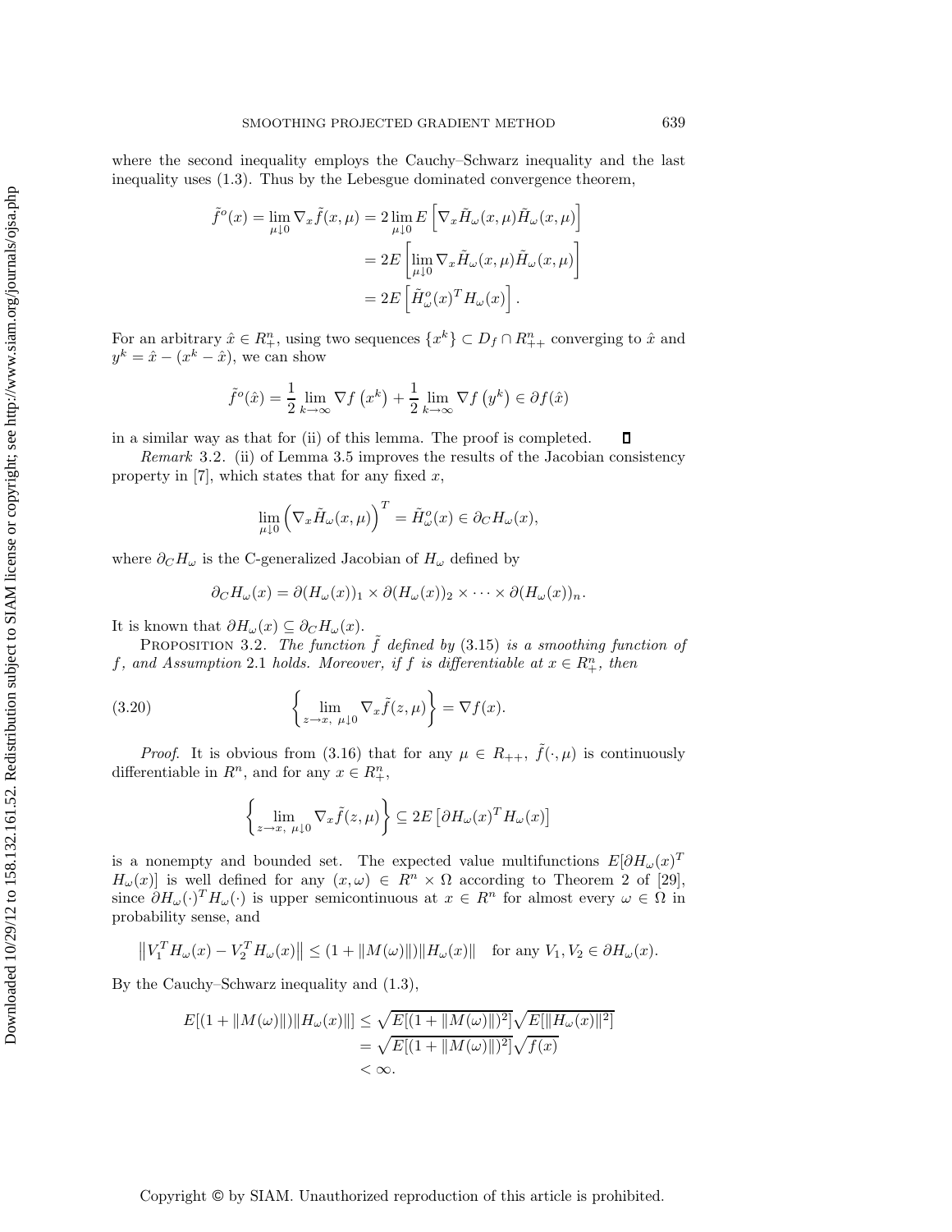where the second inequality employs the Cauchy–Schwarz inequality and the last inequality uses (1.3). Thus by the Lebesgue dominated convergence theorem,

$$
\begin{aligned}
\tilde{f}^o(x) = \lim_{\mu \downarrow 0} \nabla_x \tilde{f}(x,\mu) &= 2 \lim_{\mu \downarrow 0} E\left[\nabla_x \tilde{H}_\omega(x,\mu)\tilde{H}_\omega(x,\mu)\right] \\
&= 2E\left[\lim_{\mu \downarrow 0} \nabla_x \tilde{H}_\omega(x,\mu)\tilde{H}_\omega(x,\mu)\right] \\
&= 2E\left[\tilde{H}^o_\omega(x)^T H_\omega(x)\right].
\end{aligned}
$$

For an arbitrary $\hat{x} \in R^n_+$, using two sequences $\{x^k\} \subset D_f \cap R^n_{++}$ converging to $\hat{x}$ and $y^k = \hat{x} - (x^k - \hat{x})$, we can show

$$
\tilde{f}^o(\hat{x}) = \frac{1}{2}\lim_{k\to\infty} \nabla f\left(x^k\right) + \frac{1}{2}\lim_{k\to\infty} \nabla f\left(y^k\right) \in \partial f(\hat{x})
$$

in a similar way as that for (ii) of this lemma. The proof is completed. ∎

*Remark* 3.2. (ii) of Lemma 3.5 improves the results of the Jacobian consistency property in [7], which states that for any fixed $x$,

$$
\lim_{\mu \downarrow 0} \left(\nabla_x \tilde{H}_\omega(x,\mu)\right)^T = \tilde{H}^o_\omega(x) \in \partial_C H_\omega(x),
$$

where $\partial_C H_\omega$ is the C-generalized Jacobian of $H_\omega$ defined by

$$
\partial_C H_\omega(x) = \partial(H_\omega(x))_1 \times \partial(H_\omega(x))_2 \times \cdots \times \partial(H_\omega(x))_n.
$$

It is known that $\partial H_\omega(x) \subseteq \partial_C H_\omega(x)$.

PROPOSITION 3.2. *The function $\tilde{f}$ defined by* (3.15) *is a smoothing function of $f$, and Assumption* 2.1 *holds. Moreover, if $f$ is differentiable at $x \in R^n_+$, then*

$$
\left\{\lim_{z\to x,\ \mu\downarrow 0} \nabla_x \tilde{f}(z,\mu)\right\} = \nabla f(x). \tag{3.20}
$$

*Proof*. It is obvious from (3.16) that for any $\mu \in R_{++}$, $\tilde{f}(\cdot,\mu)$ is continuously differentiable in $R^n$, and for any $x \in R^n_+$,

$$
\left\{\lim_{z\to x,\ \mu\downarrow 0} \nabla_x \tilde{f}(z,\mu)\right\} \subseteq 2E\left[\partial H_\omega(x)^T H_\omega(x)\right]
$$

is a nonempty and bounded set. The expected value multifunctions $E[\partial H_\omega(x)^T H_\omega(x)]$ is well defined for any $(x,\omega) \in R^n \times \Omega$ according to Theorem 2 of [29], since $\partial H_\omega(\cdot)^T H_\omega(\cdot)$ is upper semicontinuous at $x \in R^n$ for almost every $\omega \in \Omega$ in probability sense, and

$$
\left\|V_1^T H_\omega(x) - V_2^T H_\omega(x)\right\| \le (1 + \|M(\omega)\|)\|H_\omega(x)\| \quad \text{for any } V_1, V_2 \in \partial H_\omega(x).
$$

By the Cauchy–Schwarz inequality and (1.3),

$$
\begin{aligned}
E[(1 + \|M(\omega)\|)\|H_\omega(x)\|] &\le \sqrt{E[(1 + \|M(\omega)\|)^2]}\sqrt{E[\|H_\omega(x)\|^2]} \\
&= \sqrt{E[(1 + \|M(\omega)\|)^2]}\sqrt{f(x)} \\
&< \infty.
\end{aligned}
$$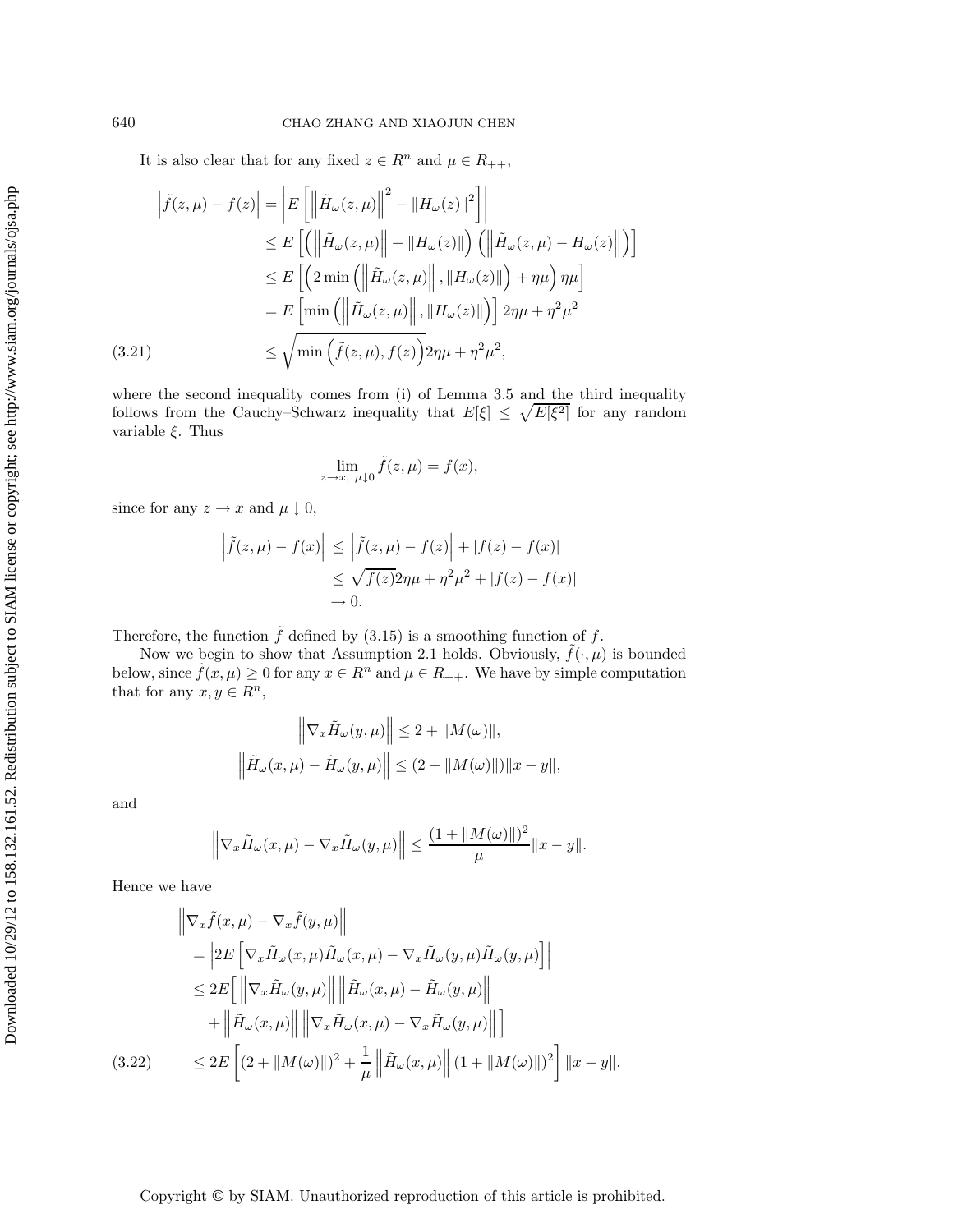It is also clear that for any fixed $z \in R^n$ and $\mu \in R_{++}$,

$$
\begin{aligned}
\left|\tilde{f}(z,\mu) - f(z)\right| &= \left|E\left[\left\|\tilde{H}_\omega(z,\mu)\right\|^2 - \|H_\omega(z)\|^2\right]\right| \\
&\le E\left[\left(\left\|\tilde{H}_\omega(z,\mu)\right\| + \|H_\omega(z)\|\right)\left(\left\|\tilde{H}_\omega(z,\mu) - H_\omega(z)\right\|\right)\right] \\
&\le E\left[\left(2\min\left(\left\|\tilde{H}_\omega(z,\mu)\right\|, \|H_\omega(z)\|\right) + \eta\mu\right)\eta\mu\right] \\
&= E\left[\min\left(\left\|\tilde{H}_\omega(z,\mu)\right\|, \|H_\omega(z)\|\right)\right]2\eta\mu + \eta^2\mu^2 \\
&\le \sqrt{\min\left(\tilde{f}(z,\mu), f(z)\right)}2\eta\mu + \eta^2\mu^2, \qquad (3.21)
\end{aligned}
$$

where the second inequality comes from (i) of Lemma 3.5 and the third inequality follows from the Cauchy–Schwarz inequality that $E[\xi] \le \sqrt{E[\xi^2]}$ for any random variable $\xi$. Thus

$$
\lim_{z \to x,\ \mu \downarrow 0} \tilde{f}(z,\mu) = f(x),
$$

since for any $z \to x$ and $\mu \downarrow 0$,

$$
\begin{aligned}
\left|\tilde{f}(z,\mu) - f(x)\right| &\le \left|\tilde{f}(z,\mu) - f(z)\right| + |f(z) - f(x)| \\
&\le \sqrt{f(z)}2\eta\mu + \eta^2\mu^2 + |f(z) - f(x)| \\
&\to 0.
\end{aligned}
$$

Therefore, the function $\tilde{f}$ defined by (3.15) is a smoothing function of $f$.

Now we begin to show that Assumption 2.1 holds. Obviously, $\tilde{f}(\cdot,\mu)$ is bounded below, since $\tilde{f}(x,\mu) \ge 0$ for any $x \in R^n$ and $\mu \in R_{++}$. We have by simple computation that for any $x, y \in R^n$,

$$
\left\|\nabla_x \tilde{H}_\omega(y,\mu)\right\| \le 2 + \|M(\omega)\|,
$$

$$
\left\|\tilde{H}_\omega(x,\mu) - \tilde{H}_\omega(y,\mu)\right\| \le (2 + \|M(\omega)\|)\|x - y\|,
$$

and

$$
\left\|\nabla_x \tilde{H}_\omega(x,\mu) - \nabla_x \tilde{H}_\omega(y,\mu)\right\| \le \frac{(1 + \|M(\omega)\|)^2}{\mu}\|x - y\|.
$$

Hence we have

$$
\begin{aligned}
&\left\|\nabla_x \tilde{f}(x,\mu) - \nabla_x \tilde{f}(y,\mu)\right\| \\
&= \left|2E\left[\nabla_x \tilde{H}_\omega(x,\mu)\tilde{H}_\omega(x,\mu) - \nabla_x \tilde{H}_\omega(y,\mu)\tilde{H}_\omega(y,\mu)\right]\right| \\
&\le 2E\Big[\left\|\nabla_x \tilde{H}_\omega(y,\mu)\right\|\left\|\tilde{H}_\omega(x,\mu) - \tilde{H}_\omega(y,\mu)\right\| \\
&\quad + \left\|\tilde{H}_\omega(x,\mu)\right\|\left\|\nabla_x \tilde{H}_\omega(x,\mu) - \nabla_x \tilde{H}_\omega(y,\mu)\right\|\Big] \\
&\le 2E\left[(2 + \|M(\omega)\|)^2 + \frac{1}{\mu}\left\|\tilde{H}_\omega(x,\mu)\right\|(1 + \|M(\omega)\|)^2\right]\|x - y\|. \qquad (3.22)
\end{aligned}
$$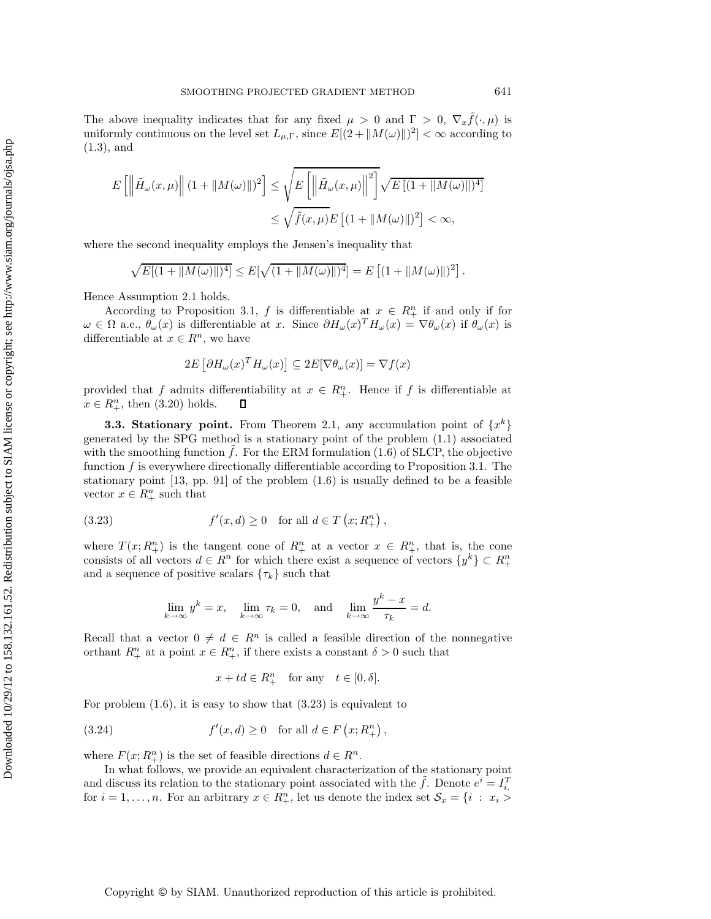The above inequality indicates that for any fixed $\mu > 0$ and $\Gamma > 0$, $\nabla_x \tilde{f}(\cdot, \mu)$ is uniformly continuous on the level set $L_{\mu,\Gamma}$, since $E[(2 + \|M(\omega)\|)^2] < \infty$ according to (1.3), and

$$
\begin{aligned}
E\left[\left\|\tilde{H}_\omega(x,\mu)\right\|(1+\|M(\omega)\|)^2\right] &\leq \sqrt{E\left[\left\|\tilde{H}_\omega(x,\mu)\right\|^2\right]}\sqrt{E\left[(1+\|M(\omega)\|)^4\right]} \\
&\leq \sqrt{\tilde{f}(x,\mu)}E\left[(1+\|M(\omega)\|)^2\right] < \infty,
\end{aligned}
$$

where the second inequality employs the Jensen's inequality that

$$
\sqrt{E[(1+\|M(\omega)\|)^4]} \leq E[\sqrt{(1+\|M(\omega)\|)^4}] = E\left[(1+\|M(\omega)\|)^2\right].
$$

Hence Assumption 2.1 holds.

According to Proposition 3.1, $f$ is differentiable at $x \in R^n_+$ if and only if for $\omega \in \Omega$ a.e., $\theta_\omega(x)$ is differentiable at $x$. Since $\partial H_\omega(x)^T H_\omega(x) = \nabla \theta_\omega(x)$ if $\theta_\omega(x)$ is differentiable at $x \in R^n$, we have

$$
2E\left[\partial H_\omega(x)^T H_\omega(x)\right] \subseteq 2E[\nabla \theta_\omega(x)] = \nabla f(x)
$$

provided that $f$ admits differentiability at $x \in R^n_+$. Hence if $f$ is differentiable at $x \in R^n_+$, then (3.20) holds. $\square$

**3.3. Stationary point.** From Theorem 2.1, any accumulation point of $\{x^k\}$ generated by the SPG method is a stationary point of the problem (1.1) associated with the smoothing function $\tilde{f}$. For the ERM formulation (1.6) of SLCP, the objective function $f$ is everywhere directionally differentiable according to Proposition 3.1. The stationary point [13, pp. 91] of the problem (1.6) is usually defined to be a feasible vector $x \in R^n_+$ such that

$$
f'(x,d) \geq 0 \quad \text{for all } d \in T\left(x; R^n_+\right), \tag{3.23}
$$

where $T(x; R^n_+)$ is the tangent cone of $R^n_+$ at a vector $x \in R^n_+$, that is, the cone consists of all vectors $d \in R^n$ for which there exist a sequence of vectors $\{y^k\} \subset R^n_+$ and a sequence of positive scalars $\{\tau_k\}$ such that

$$
\lim_{k\to\infty} y^k = x, \quad \lim_{k\to\infty} \tau_k = 0, \quad \text{and} \quad \lim_{k\to\infty} \frac{y^k - x}{\tau_k} = d.
$$

Recall that a vector $0 \neq d \in R^n$ is called a feasible direction of the nonnegative orthant $R^n_+$ at a point $x \in R^n_+$, if there exists a constant $\delta > 0$ such that

$$
x + td \in R^n_+ \quad \text{for any} \quad t \in [0, \delta].
$$

For problem (1.6), it is easy to show that (3.23) is equivalent to

$$
f'(x,d) \geq 0 \quad \text{for all } d \in F\left(x; R^n_+\right), \tag{3.24}
$$

where $F(x; R^n_+)$ is the set of feasible directions $d \in R^n$.

In what follows, we provide an equivalent characterization of the stationary point and discuss its relation to the stationary point associated with the $\tilde{f}$. Denote $e^i = I_{i.}^T$ for $i = 1, \ldots, n$. For an arbitrary $x \in R^n_+$, let us denote the index set $\mathcal{S}_x = \{i \ : \ x_i >$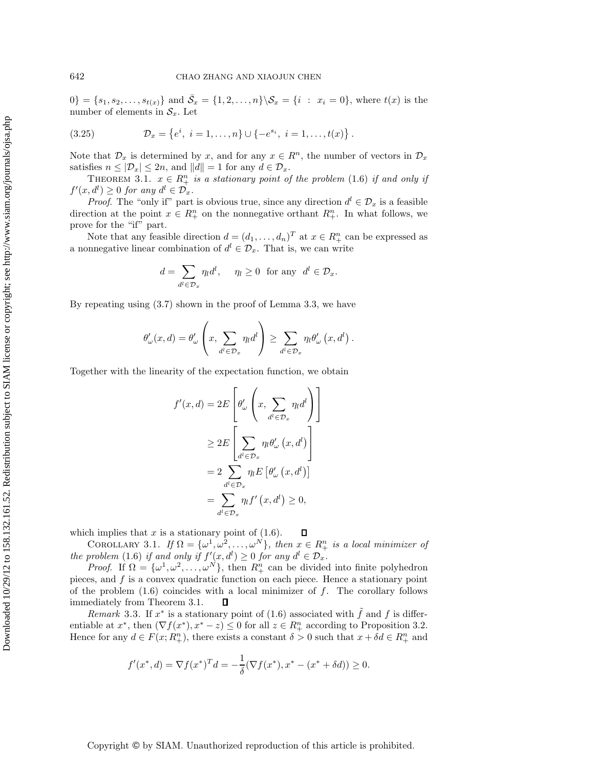$0\} = \{s_1, s_2, \ldots, s_{t(x)}\}$ and $\bar{\mathcal{S}}_x = \{1, 2, \ldots, n\} \backslash \mathcal{S}_x = \{i \ : \ x_i = 0\}$, where $t(x)$ is the number of elements in $\mathcal{S}_x$. Let

$$\mathcal{D}_x = \left\{e^i, \ i = 1, \ldots, n\right\} \cup \left\{-e^{s_i}, \ i = 1, \ldots, t(x)\right\}. \tag{3.25}$$

Note that $\mathcal{D}_x$ is determined by $x$, and for any $x \in R^n$, the number of vectors in $\mathcal{D}_x$ satisfies $n \leq |\mathcal{D}_x| \leq 2n$, and $\|d\| = 1$ for any $d \in \mathcal{D}_x$.

THEOREM 3.1. *$x \in R^n_+$ is a stationary point of the problem (1.6) if and only if $f'(x, d^l) \geq 0$ for any $d^l \in \mathcal{D}_x$.*

*Proof.* The "only if" part is obvious true, since any direction $d^l \in \mathcal{D}_x$ is a feasible direction at the point $x \in R^n_+$ on the nonnegative orthant $R^n_+$. In what follows, we prove for the "if" part.

Note that any feasible direction $d = (d_1, \ldots, d_n)^T$ at $x \in R^n_+$ can be expressed as a nonnegative linear combination of $d^l \in \mathcal{D}_x$. That is, we can write

$$d = \sum_{d^l \in \mathcal{D}_x} \eta_l d^l, \quad \eta_l \geq 0 \ \text{ for any } \ d^l \in \mathcal{D}_x.$$

By repeating using (3.7) shown in the proof of Lemma 3.3, we have

$$\theta'_\omega(x, d) = \theta'_\omega\left(x, \sum_{d^l \in \mathcal{D}_x} \eta_l d^l\right) \geq \sum_{d^l \in \mathcal{D}_x} \eta_l \theta'_\omega\left(x, d^l\right).$$

Together with the linearity of the expectation function, we obtain

$$\begin{aligned}
f'(x, d) &= 2E\left[\theta'_\omega\left(x, \sum_{d^l \in \mathcal{D}_x} \eta_l d^l\right)\right] \\
&\geq 2E\left[\sum_{d^l \in \mathcal{D}_x} \eta_l \theta'_\omega\left(x, d^l\right)\right] \\
&= 2\sum_{d^l \in \mathcal{D}_x} \eta_l E\left[\theta'_\omega\left(x, d^l\right)\right] \\
&= \sum_{d^l \in \mathcal{D}_x} \eta_l f'\left(x, d^l\right) \geq 0,
\end{aligned}$$

which implies that $x$ is a stationary point of (1.6). $\square$

COROLLARY 3.1. *If $\Omega = \{\omega^1, \omega^2, \ldots, \omega^N\}$, then $x \in R^n_+$ is a local minimizer of the problem (1.6) if and only if $f'(x, d^l) \geq 0$ for any $d^l \in \mathcal{D}_x$.*

*Proof.* If $\Omega = \{\omega^1, \omega^2, \ldots, \omega^N\}$, then $R^n_+$ can be divided into finite polyhedron pieces, and $f$ is a convex quadratic function on each piece. Hence a stationary point of the problem (1.6) coincides with a local minimizer of $f$. The corollary follows immediately from Theorem 3.1. $\square$

*Remark* 3.3. If $x^*$ is a stationary point of (1.6) associated with $\tilde{f}$ and $f$ is differentiable at $x^*$, then $(\nabla f(x^*), x^* - z) \leq 0$ for all $z \in R^n_+$ according to Proposition 3.2. Hence for any $d \in F(x; R^n_+)$, there exists a constant $\delta > 0$ such that $x + \delta d \in R^n_+$ and

$$f'(x^*, d) = \nabla f(x^*)^T d = -\frac{1}{\delta}(\nabla f(x^*), x^* - (x^* + \delta d)) \geq 0.$$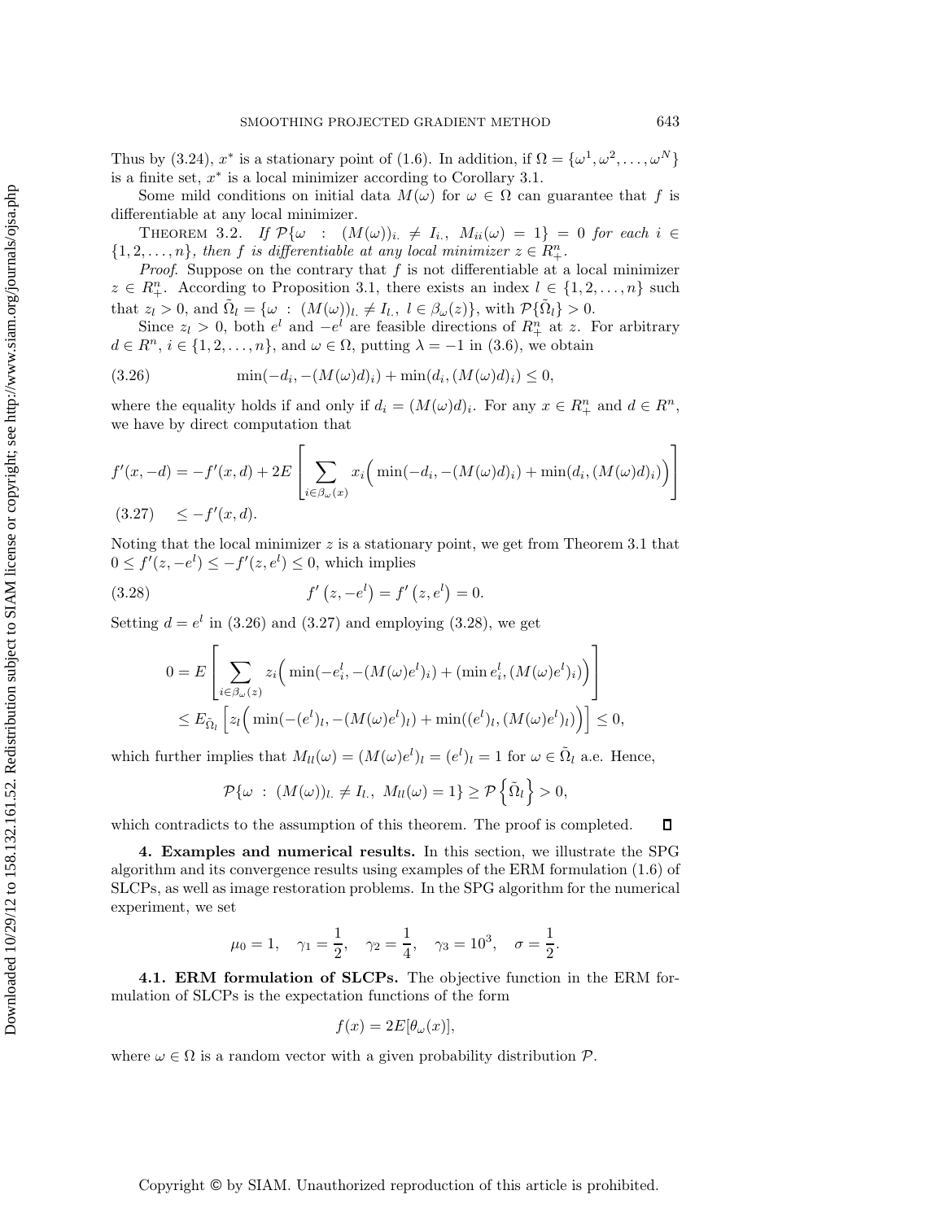Thus by (3.24), $x^*$ is a stationary point of (1.6). In addition, if $\Omega = \{\omega^1, \omega^2, \ldots, \omega^N\}$ is a finite set, $x^*$ is a local minimizer according to Corollary 3.1.

Some mild conditions on initial data $M(\omega)$ for $\omega \in \Omega$ can guarantee that $f$ is differentiable at any local minimizer.

THEOREM 3.2. *If* $\mathcal{P}\{\omega \ : \ (M(\omega))_{i\cdot} \neq I_{i\cdot},\ M_{ii}(\omega) = 1\} = 0$ *for each* $i \in \{1, 2, \ldots, n\}$*, then* $f$ *is differentiable at any local minimizer* $z \in R^n_+$*.*

*Proof.* Suppose on the contrary that $f$ is not differentiable at a local minimizer $z \in R^n_+$. According to Proposition 3.1, there exists an index $l \in \{1, 2, \ldots, n\}$ such that $z_l > 0$, and $\tilde{\Omega}_l = \{\omega \ : \ (M(\omega))_{l\cdot} \neq I_{l\cdot},\ l \in \beta_\omega(z)\}$, with $\mathcal{P}\{\tilde{\Omega}_l\} > 0$.

Since $z_l > 0$, both $e^l$ and $-e^l$ are feasible directions of $R^n_+$ at $z$. For arbitrary $d \in R^n$, $i \in \{1, 2, \ldots, n\}$, and $\omega \in \Omega$, putting $\lambda = -1$ in (3.6), we obtain

$$\min(-d_i, -(M(\omega)d)_i) + \min(d_i, (M(\omega)d)_i) \leq 0, \tag{3.26}$$

where the equality holds if and only if $d_i = (M(\omega)d)_i$. For any $x \in R^n_+$ and $d \in R^n$, we have by direct computation that

$$f'(x, -d) = -f'(x, d) + 2E\left[\sum_{i \in \beta_\omega(x)} x_i\Big(\min(-d_i, -(M(\omega)d)_i) + \min(d_i, (M(\omega)d)_i)\Big)\right]$$
$$\leq -f'(x, d). \tag{3.27}$$

Noting that the local minimizer $z$ is a stationary point, we get from Theorem 3.1 that $0 \leq f'(z, -e^l) \leq -f'(z, e^l) \leq 0$, which implies

$$f'\left(z, -e^l\right) = f'\left(z, e^l\right) = 0. \tag{3.28}$$

Setting $d = e^l$ in (3.26) and (3.27) and employing (3.28), we get

$$\begin{aligned}
0 &= E\left[\sum_{i \in \beta_\omega(z)} z_i\Big(\min(-e^l_i, -(M(\omega)e^l)_i) + (\min e^l_i, (M(\omega)e^l)_i)\Big)\right] \\
&\leq E_{\tilde{\Omega}_l}\left[z_l\Big(\min(-(e^l)_l, -(M(\omega)e^l)_l) + \min((e^l)_l, (M(\omega)e^l)_l)\Big)\right] \leq 0,
\end{aligned}$$

which further implies that $M_{ll}(\omega) = (M(\omega)e^l)_l = (e^l)_l = 1$ for $\omega \in \tilde{\Omega}_l$ a.e. Hence,

$$\mathcal{P}\{\omega \ : \ (M(\omega))_{l\cdot} \neq I_{l\cdot},\ M_{ll}(\omega) = 1\} \geq \mathcal{P}\left\{\tilde{\Omega}_l\right\} > 0,$$

which contradicts to the assumption of this theorem. The proof is completed. $\square$

## 4. Examples and numerical results.

In this section, we illustrate the SPG algorithm and its convergence results using examples of the ERM formulation (1.6) of SLCPs, as well as image restoration problems. In the SPG algorithm for the numerical experiment, we set

$$\mu_0 = 1, \quad \gamma_1 = \frac{1}{2}, \quad \gamma_2 = \frac{1}{4}, \quad \gamma_3 = 10^3, \quad \sigma = \frac{1}{2}.$$

### 4.1. ERM formulation of SLCPs.

The objective function in the ERM formulation of SLCPs is the expectation functions of the form

$$f(x) = 2E[\theta_\omega(x)],$$

where $\omega \in \Omega$ is a random vector with a given probability distribution $\mathcal{P}$.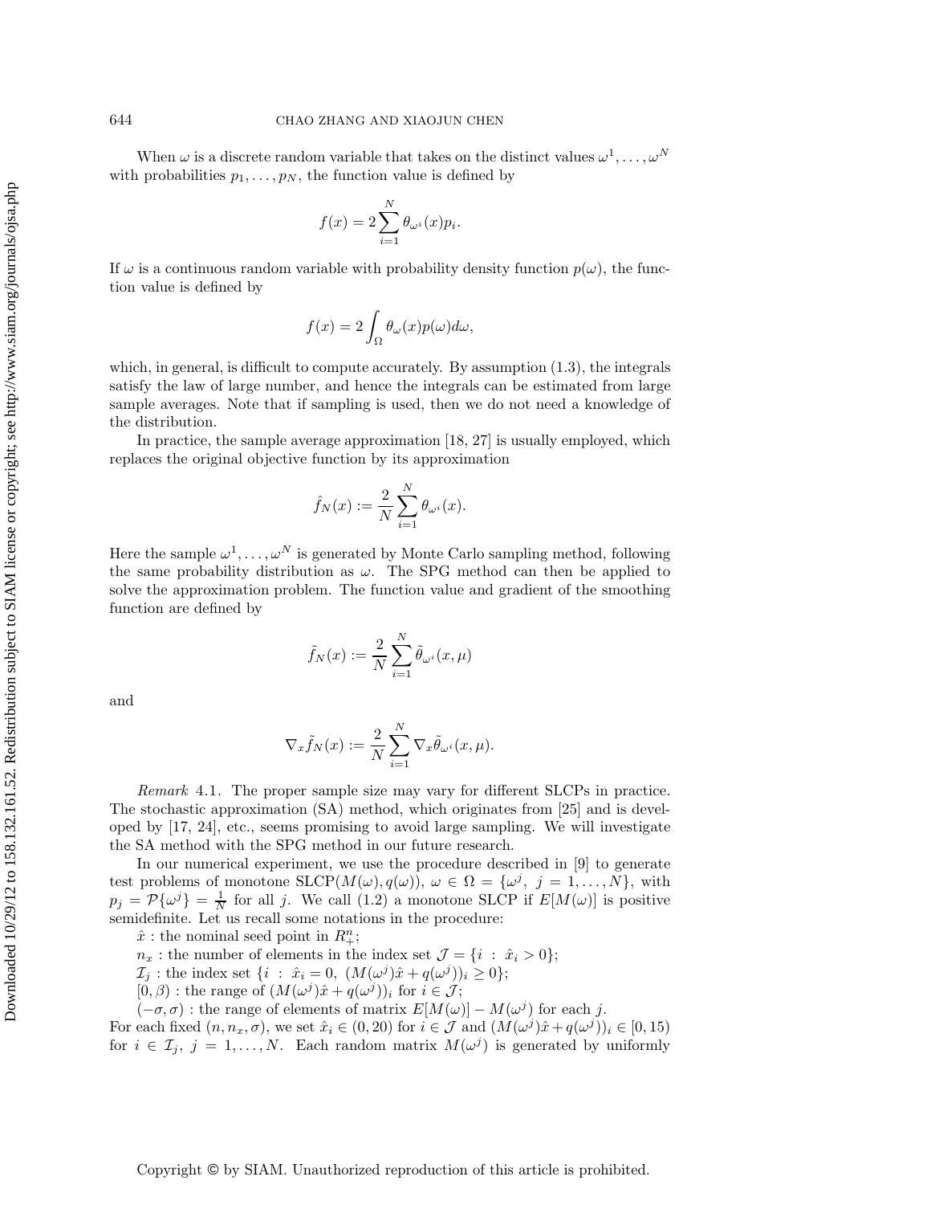When $\omega$ is a discrete random variable that takes on the distinct values $\omega^1, \ldots, \omega^N$ with probabilities $p_1, \ldots, p_N$, the function value is defined by

$$f(x) = 2\sum_{i=1}^{N} \theta_{\omega^i}(x)p_i.$$

If $\omega$ is a continuous random variable with probability density function $p(\omega)$, the function value is defined by

$$f(x) = 2\int_{\Omega} \theta_{\omega}(x)p(\omega)d\omega,$$

which, in general, is difficult to compute accurately. By assumption (1.3), the integrals satisfy the law of large number, and hence the integrals can be estimated from large sample averages. Note that if sampling is used, then we do not need a knowledge of the distribution.

In practice, the sample average approximation [18, 27] is usually employed, which replaces the original objective function by its approximation

$$\hat{f}_N(x) := \frac{2}{N}\sum_{i=1}^{N} \theta_{\omega^i}(x).$$

Here the sample $\omega^1, \ldots, \omega^N$ is generated by Monte Carlo sampling method, following the same probability distribution as $\omega$. The SPG method can then be applied to solve the approximation problem. The function value and gradient of the smoothing function are defined by

$$\tilde{f}_N(x) := \frac{2}{N}\sum_{i=1}^{N} \tilde{\theta}_{\omega^i}(x, \mu)$$

and

$$\nabla_x \tilde{f}_N(x) := \frac{2}{N}\sum_{i=1}^{N} \nabla_x \tilde{\theta}_{\omega^i}(x, \mu).$$

*Remark* 4.1. The proper sample size may vary for different SLCPs in practice. The stochastic approximation (SA) method, which originates from [25] and is developed by [17, 24], etc., seems promising to avoid large sampling. We will investigate the SA method with the SPG method in our future research.

In our numerical experiment, we use the procedure described in [9] to generate test problems of monotone SLCP$(M(\omega), q(\omega))$, $\omega \in \Omega = \{\omega^j,\ j = 1, \ldots, N\}$, with $p_j = \mathcal{P}\{\omega^j\} = \frac{1}{N}$ for all $j$. We call (1.2) a monotone SLCP if $E[M(\omega)]$ is positive semidefinite. Let us recall some notations in the procedure:

$\hat{x}$ : the nominal seed point in $R^n_+$;

$n_x$ : the number of elements in the index set $\mathcal{J} = \{i\ :\ \hat{x}_i > 0\}$;

$\mathcal{I}_j$ : the index set $\{i\ :\ \hat{x}_i = 0,\ (M(\omega^j)\hat{x} + q(\omega^j))_i \geq 0\}$;

$[0, \beta)$ : the range of $(M(\omega^j)\hat{x} + q(\omega^j))_i$ for $i \in \mathcal{J}$;

$(-\sigma, \sigma)$ : the range of elements of matrix $E[M(\omega)] - M(\omega^j)$ for each $j$.

For each fixed $(n, n_x, \sigma)$, we set $\hat{x}_i \in (0, 20)$ for $i \in \mathcal{J}$ and $(M(\omega^j)\hat{x} + q(\omega^j))_i \in [0, 15)$ for $i \in \mathcal{I}_j$, $j = 1, \ldots, N$. Each random matrix $M(\omega^j)$ is generated by uniformly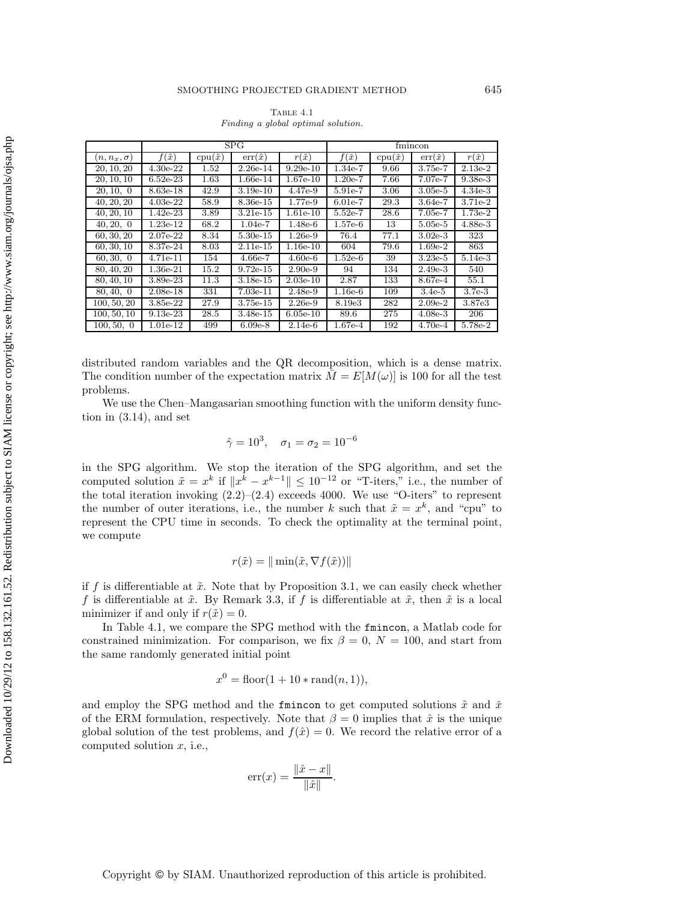TABLE 4.1
*Finding a global optimal solution.*

| | SPG | | | | fmincon | | | |
|---|---|---|---|---|---|---|---|---|
| $(n, n_x, \sigma)$ | $f(\tilde{x})$ | $\text{cpu}(\tilde{x})$ | $\text{err}(\tilde{x})$ | $r(\tilde{x})$ | $f(\check{x})$ | $\text{cpu}(\check{x})$ | $\text{err}(\check{x})$ | $r(\check{x})$ |
| 20, 10, 20 | 4.30e-22 | 1.52 | 2.26e-14 | 9.29e-10 | 1.34e-7 | 9.66 | 3.75e-7 | 2.13e-2 |
| 20, 10, 10 | 6.52e-23 | 1.63 | 1.66e-14 | 1.67e-10 | 1.20e-7 | 7.66 | 7.07e-7 | 9.38e-3 |
| 20, 10, 0 | 8.63e-18 | 42.9 | 3.19e-10 | 4.47e-9 | 5.91e-7 | 3.06 | 3.05e-5 | 4.34e-3 |
| 40, 20, 20 | 4.03e-22 | 58.9 | 8.36e-15 | 1.77e-9 | 6.01e-7 | 29.3 | 3.64e-7 | 3.71e-2 |
| 40, 20, 10 | 1.42e-23 | 3.89 | 3.21e-15 | 1.61e-10 | 5.52e-7 | 28.6 | 7.05e-7 | 1.73e-2 |
| 40, 20, 0 | 1.23e-12 | 68.2 | 1.04e-7 | 1.48e-6 | 1.57e-6 | 13 | 5.05e-5 | 4.88e-3 |
| 60, 30, 20 | 2.07e-22 | 8.34 | 5.30e-15 | 1.26e-9 | 76.4 | 77.1 | 3.02e-3 | 323 |
| 60, 30, 10 | 8.37e-24 | 8.03 | 2.11e-15 | 1.16e-10 | 604 | 79.6 | 1.69e-2 | 863 |
| 60, 30, 0 | 4.71e-11 | 154 | 4.66e-7 | 4.60e-6 | 1.52e-6 | 39 | 3.23e-5 | 5.14e-3 |
| 80, 40, 20 | 1.36e-21 | 15.2 | 9.72e-15 | 2.90e-9 | 94 | 134 | 2.49e-3 | 540 |
| 80, 40, 10 | 3.89e-23 | 11.3 | 3.18e-15 | 2.03e-10 | 2.87 | 133 | 8.67e-4 | 55.1 |
| 80, 40, 0 | 2.08e-18 | 331 | 7.03e-11 | 2.48e-9 | 1.16e-6 | 109 | 3.4e-5 | 3.7e-3 |
| 100, 50, 20 | 3.85e-22 | 27.9 | 3.75e-15 | 2.26e-9 | 8.19e3 | 282 | 2.09e-2 | 3.87e3 |
| 100, 50, 10 | 9.13e-23 | 28.5 | 3.48e-15 | 6.05e-10 | 89.6 | 275 | 4.08e-3 | 206 |
| 100, 50, 0 | 1.01e-12 | 499 | 6.09e-8 | 2.14e-6 | 1.67e-4 | 192 | 4.70e-4 | 5.78e-2 |

distributed random variables and the QR decomposition, which is a dense matrix. The condition number of the expectation matrix $\bar{M} = E[M(\omega)]$ is 100 for all the test problems.

We use the Chen–Mangasarian smoothing function with the uniform density function in (3.14), and set

$$\hat{\gamma} = 10^3, \quad \sigma_1 = \sigma_2 = 10^{-6}$$

in the SPG algorithm. We stop the iteration of the SPG algorithm, and set the computed solution $\tilde{x} = x^k$ if $\|x^k - x^{k-1}\| \leq 10^{-12}$ or "T-iters," i.e., the number of the total iteration invoking (2.2)–(2.4) exceeds 4000. We use "O-iters" to represent the number of outer iterations, i.e., the number $k$ such that $\tilde{x} = x^k$, and "cpu" to represent the CPU time in seconds. To check the optimality at the terminal point, we compute

$$r(\tilde{x}) = \|\min(\tilde{x}, \nabla f(\tilde{x}))\|$$

if $f$ is differentiable at $\tilde{x}$. Note that by Proposition 3.1, we can easily check whether $f$ is differentiable at $\tilde{x}$. By Remark 3.3, if $f$ is differentiable at $\tilde{x}$, then $\tilde{x}$ is a local minimizer if and only if $r(\tilde{x}) = 0$.

In Table 4.1, we compare the SPG method with the `fmincon`, a Matlab code for constrained minimization. For comparison, we fix $\beta = 0$, $N = 100$, and start from the same randomly generated initial point

$$x^0 = \text{floor}(1 + 10 * \text{rand}(n, 1)),$$

and employ the SPG method and the `fmincon` to get computed solutions $\tilde{x}$ and $\check{x}$ of the ERM formulation, respectively. Note that $\beta = 0$ implies that $\hat{x}$ is the unique global solution of the test problems, and $f(\hat{x}) = 0$. We record the relative error of a computed solution $x$, i.e.,

$$\text{err}(x) = \frac{\|\hat{x} - x\|}{\|\hat{x}\|}.$$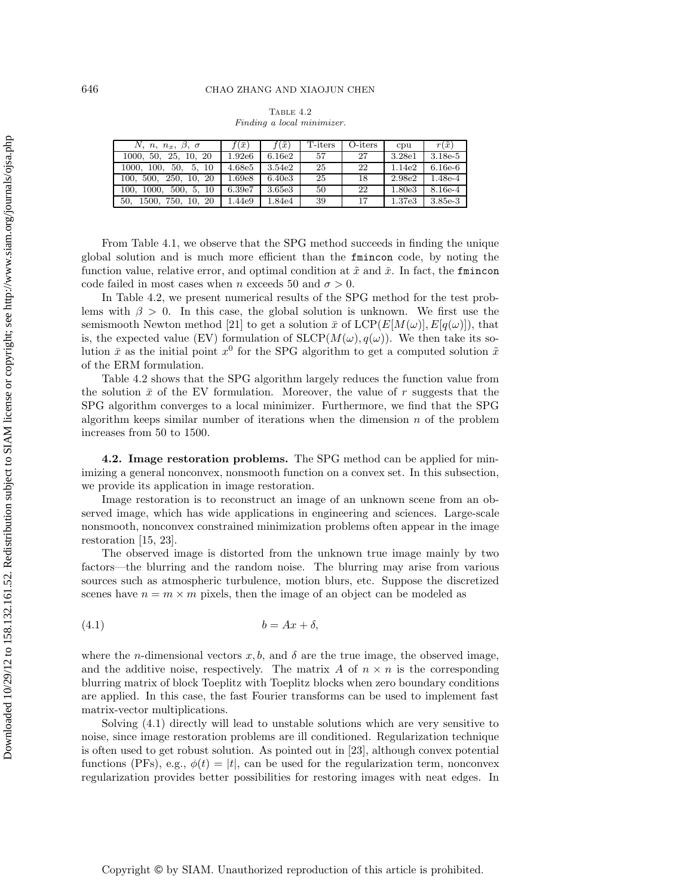Table 4.2
*Finding a local minimizer.*

| $N,\ n,\ n_x,\ \beta,\ \sigma$ | $f(\bar{x})$ | $f(\tilde{x})$ | T-iters | O-iters | cpu | $r(\tilde{x})$ |
|---|---|---|---|---|---|---|
| 1000, 50, 25, 10, 20 | 1.92e6 | 6.16e2 | 57 | 27 | 3.28e1 | 3.18e-5 |
| 1000, 100, 50, 5, 10 | 4.68e5 | 3.54e2 | 25 | 22 | 1.14e2 | 6.16e-6 |
| 100, 500, 250, 10, 20 | 1.69e8 | 6.40e3 | 25 | 18 | 2.98e2 | 1.48e-4 |
| 100, 1000, 500, 5, 10 | 6.39e7 | 3.65e3 | 50 | 22 | 1.80e3 | 8.16e-4 |
| 50, 1500, 750, 10, 20 | 1.44e9 | 1.84e4 | 39 | 17 | 1.37e3 | 3.85e-3 |

From Table 4.1, we observe that the SPG method succeeds in finding the unique global solution and is much more efficient than the `fmincon` code, by noting the function value, relative error, and optimal condition at $\tilde{x}$ and $\check{x}$. In fact, the `fmincon` code failed in most cases when $n$ exceeds 50 and $\sigma > 0$.

In Table 4.2, we present numerical results of the SPG method for the test problems with $\beta > 0$. In this case, the global solution is unknown. We first use the semismooth Newton method [21] to get a solution $\bar{x}$ of $\mathrm{LCP}(E[M(\omega)], E[q(\omega)])$, that is, the expected value (EV) formulation of $\mathrm{SLCP}(M(\omega), q(\omega))$. We then take its solution $\bar{x}$ as the initial point $x^0$ for the SPG algorithm to get a computed solution $\tilde{x}$ of the ERM formulation.

Table 4.2 shows that the SPG algorithm largely reduces the function value from the solution $\bar{x}$ of the EV formulation. Moreover, the value of $r$ suggests that the SPG algorithm converges to a local minimizer. Furthermore, we find that the SPG algorithm keeps similar number of iterations when the dimension $n$ of the problem increases from 50 to 1500.

**4.2. Image restoration problems.** The SPG method can be applied for minimizing a general nonconvex, nonsmooth function on a convex set. In this subsection, we provide its application in image restoration.

Image restoration is to reconstruct an image of an unknown scene from an observed image, which has wide applications in engineering and sciences. Large-scale nonsmooth, nonconvex constrained minimization problems often appear in the image restoration [15, 23].

The observed image is distorted from the unknown true image mainly by two factors—the blurring and the random noise. The blurring may arise from various sources such as atmospheric turbulence, motion blurs, etc. Suppose the discretized scenes have $n = m \times m$ pixels, then the image of an object can be modeled as

$$b = Ax + \delta, \tag{4.1}$$

where the $n$-dimensional vectors $x, b$, and $\delta$ are the true image, the observed image, and the additive noise, respectively. The matrix $A$ of $n \times n$ is the corresponding blurring matrix of block Toeplitz with Toeplitz blocks when zero boundary conditions are applied. In this case, the fast Fourier transforms can be used to implement fast matrix-vector multiplications.

Solving (4.1) directly will lead to unstable solutions which are very sensitive to noise, since image restoration problems are ill conditioned. Regularization technique is often used to get robust solution. As pointed out in [23], although convex potential functions (PFs), e.g., $\phi(t) = |t|$, can be used for the regularization term, nonconvex regularization provides better possibilities for restoring images with neat edges. In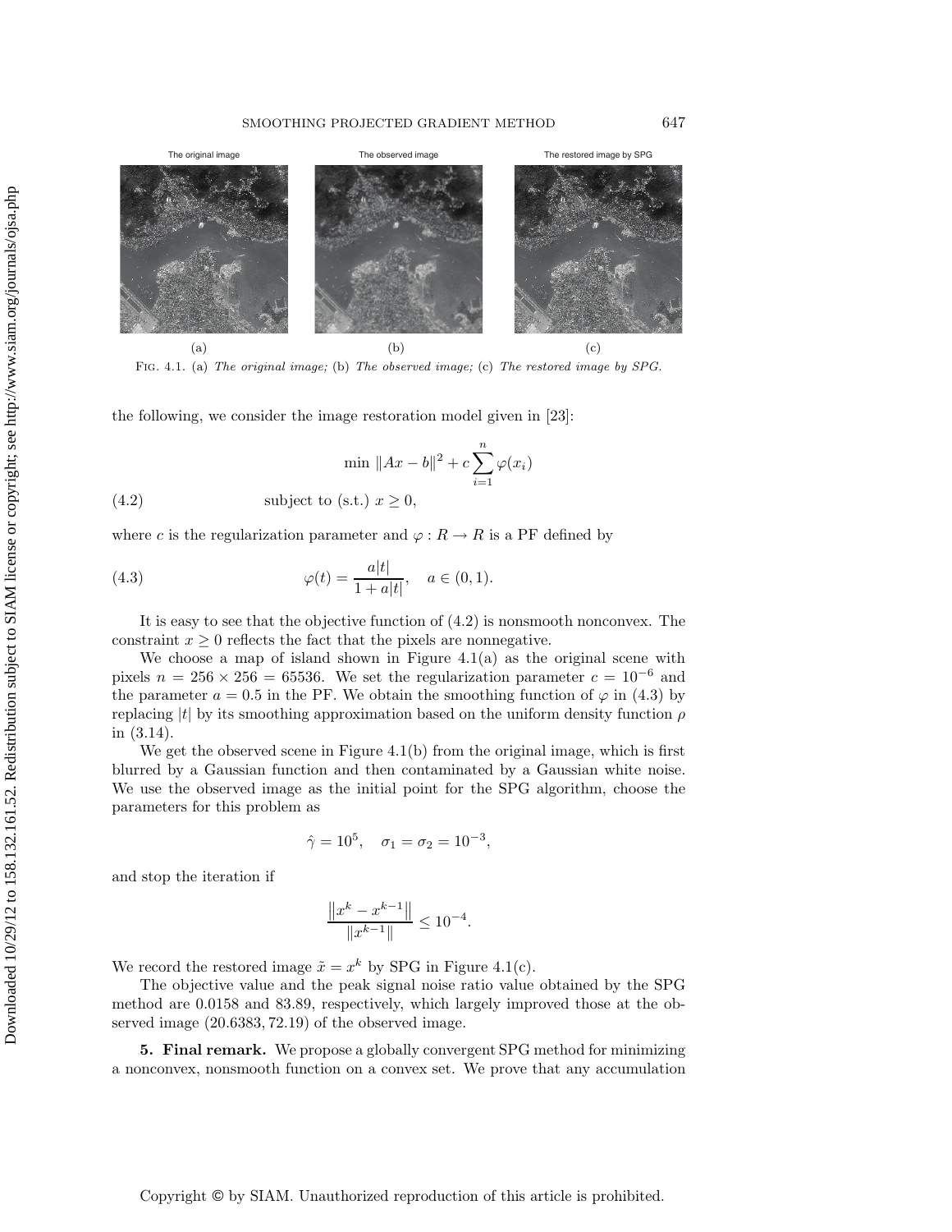The original image | The observed image | The restored image by SPG

(a) (b) (c)

Fig. 4.1. (a) *The original image;* (b) *The observed image;* (c) *The restored image by SPG.*

the following, we consider the image restoration model given in [23]:

$$
\begin{aligned}
&\min \ \|Ax - b\|^2 + c\sum_{i=1}^{n} \varphi(x_i) \\
&\text{subject to (s.t.) } x \geq 0,
\end{aligned}
\tag{4.2}
$$

where $c$ is the regularization parameter and $\varphi : R \to R$ is a PF defined by

$$
\varphi(t) = \frac{a|t|}{1 + a|t|}, \quad a \in (0, 1). \tag{4.3}
$$

It is easy to see that the objective function of (4.2) is nonsmooth nonconvex. The constraint $x \geq 0$ reflects the fact that the pixels are nonnegative.

We choose a map of island shown in Figure 4.1(a) as the original scene with pixels $n = 256 \times 256 = 65536$. We set the regularization parameter $c = 10^{-6}$ and the parameter $a = 0.5$ in the PF. We obtain the smoothing function of $\varphi$ in (4.3) by replacing $|t|$ by its smoothing approximation based on the uniform density function $\rho$ in (3.14).

We get the observed scene in Figure 4.1(b) from the original image, which is first blurred by a Gaussian function and then contaminated by a Gaussian white noise. We use the observed image as the initial point for the SPG algorithm, choose the parameters for this problem as

$$
\hat{\gamma} = 10^5, \quad \sigma_1 = \sigma_2 = 10^{-3},
$$

and stop the iteration if

$$
\frac{\|x^k - x^{k-1}\|}{\|x^{k-1}\|} \leq 10^{-4}.
$$

We record the restored image $\tilde{x} = x^k$ by SPG in Figure 4.1(c).

The objective value and the peak signal noise ratio value obtained by the SPG method are 0.0158 and 83.89, respectively, which largely improved those at the observed image $(20.6383, 72.19)$ of the observed image.

**5. Final remark.** We propose a globally convergent SPG method for minimizing a nonconvex, nonsmooth function on a convex set. We prove that any accumulation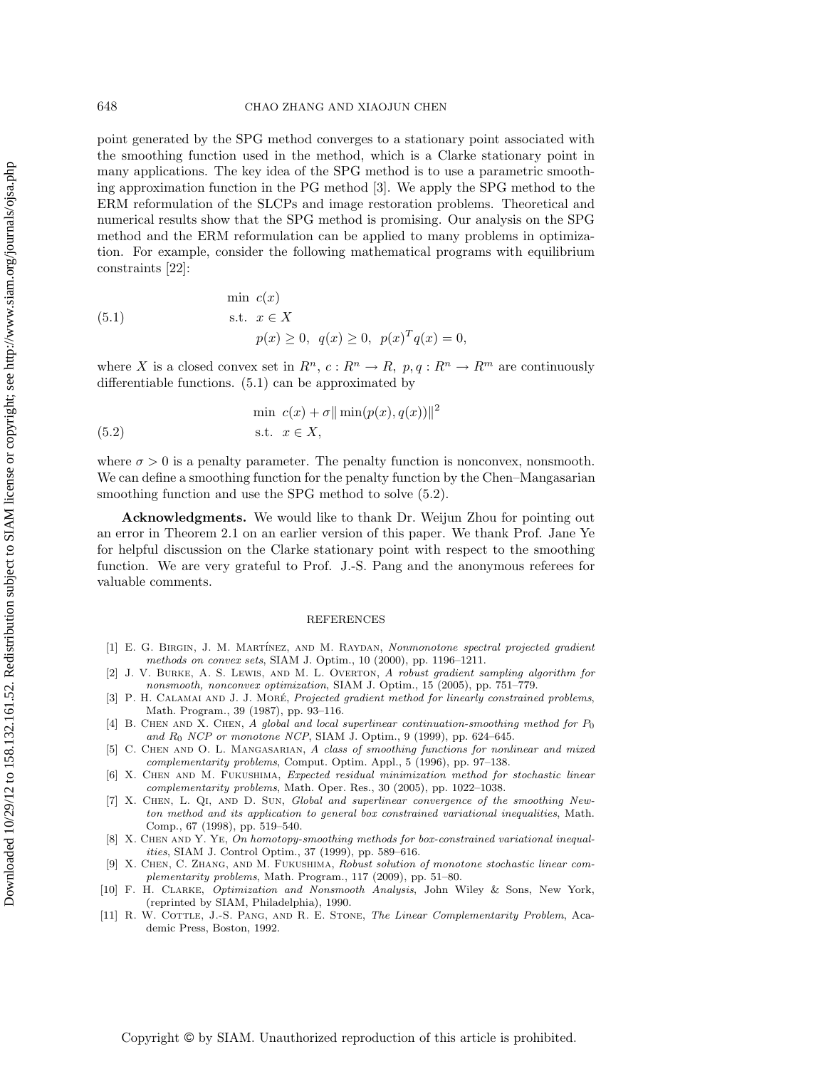point generated by the SPG method converges to a stationary point associated with the smoothing function used in the method, which is a Clarke stationary point in many applications. The key idea of the SPG method is to use a parametric smoothing approximation function in the PG method [3]. We apply the SPG method to the ERM reformulation of the SLCPs and image restoration problems. Theoretical and numerical results show that the SPG method is promising. Our analysis on the SPG method and the ERM reformulation can be applied to many problems in optimization. For example, consider the following mathematical programs with equilibrium constraints [22]:

$$
\begin{aligned}
&\min \ c(x) \\
&\text{s.t.} \ \ x \in X \\
&\qquad p(x) \geq 0, \ \ q(x) \geq 0, \ \ p(x)^T q(x) = 0,
\end{aligned}
\tag{5.1}
$$

where $X$ is a closed convex set in $R^n$, $c : R^n \to R$, $p, q : R^n \to R^m$ are continuously differentiable functions. (5.1) can be approximated by

$$
\begin{aligned}
&\min \ c(x) + \sigma \| \min(p(x), q(x)) \|^2 \\
&\text{s.t.} \ \ x \in X,
\end{aligned}
\tag{5.2}
$$

where $\sigma > 0$ is a penalty parameter. The penalty function is nonconvex, nonsmooth. We can define a smoothing function for the penalty function by the Chen–Mangasarian smoothing function and use the SPG method to solve (5.2).

**Acknowledgments.** We would like to thank Dr. Weijun Zhou for pointing out an error in Theorem 2.1 on an earlier version of this paper. We thank Prof. Jane Ye for helpful discussion on the Clarke stationary point with respect to the smoothing function. We are very grateful to Prof. J.-S. Pang and the anonymous referees for valuable comments.

## REFERENCES

[1] E. G. Birgin, J. M. Martínez, and M. Raydan, *Nonmonotone spectral projected gradient methods on convex sets*, SIAM J. Optim., 10 (2000), pp. 1196–1211.

[2] J. V. Burke, A. S. Lewis, and M. L. Overton, *A robust gradient sampling algorithm for nonsmooth, nonconvex optimization*, SIAM J. Optim., 15 (2005), pp. 751–779.

[3] P. H. Calamai and J. J. Moré, *Projected gradient method for linearly constrained problems*, Math. Program., 39 (1987), pp. 93–116.

[4] B. Chen and X. Chen, *A global and local superlinear continuation-smoothing method for $P_0$ and $R_0$ NCP or monotone NCP*, SIAM J. Optim., 9 (1999), pp. 624–645.

[5] C. Chen and O. L. Mangasarian, *A class of smoothing functions for nonlinear and mixed complementarity problems*, Comput. Optim. Appl., 5 (1996), pp. 97–138.

[6] X. Chen and M. Fukushima, *Expected residual minimization method for stochastic linear complementarity problems*, Math. Oper. Res., 30 (2005), pp. 1022–1038.

[7] X. Chen, L. Qi, and D. Sun, *Global and superlinear convergence of the smoothing Newton method and its application to general box constrained variational inequalities*, Math. Comp., 67 (1998), pp. 519–540.

[8] X. Chen and Y. Ye, *On homotopy-smoothing methods for box-constrained variational inequalities*, SIAM J. Control Optim., 37 (1999), pp. 589–616.

[9] X. Chen, C. Zhang, and M. Fukushima, *Robust solution of monotone stochastic linear complementarity problems*, Math. Program., 117 (2009), pp. 51–80.

[10] F. H. Clarke, *Optimization and Nonsmooth Analysis*, John Wiley & Sons, New York, (reprinted by SIAM, Philadelphia), 1990.

[11] R. W. Cottle, J.-S. Pang, and R. E. Stone, *The Linear Complementarity Problem*, Academic Press, Boston, 1992.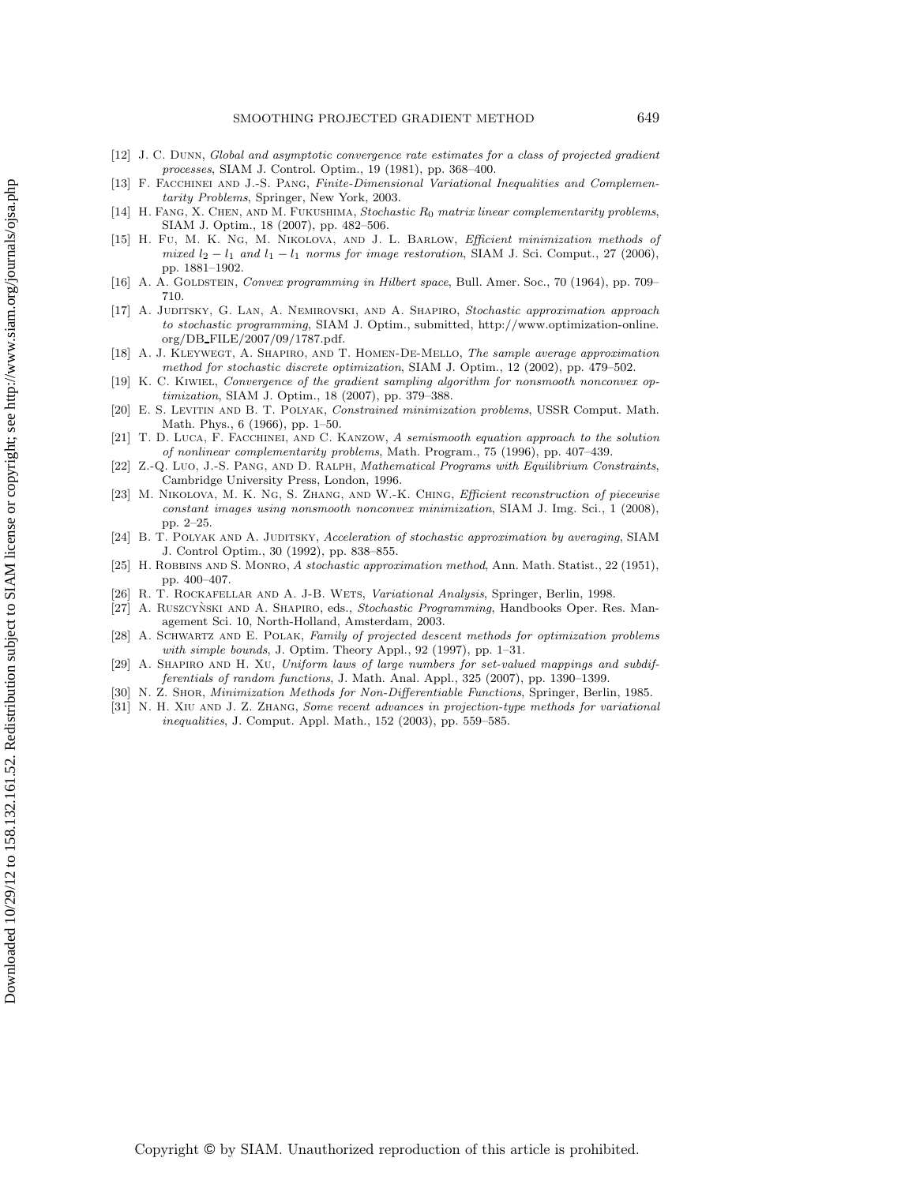[12] J. C. Dunn, *Global and asymptotic convergence rate estimates for a class of projected gradient processes*, SIAM J. Control. Optim., 19 (1981), pp. 368–400.

[13] F. Facchinei and J.-S. Pang, *Finite-Dimensional Variational Inequalities and Complementarity Problems*, Springer, New York, 2003.

[14] H. Fang, X. Chen, and M. Fukushima, *Stochastic $R_0$ matrix linear complementarity problems*, SIAM J. Optim., 18 (2007), pp. 482–506.

[15] H. Fu, M. K. Ng, M. Nikolova, and J. L. Barlow, *Efficient minimization methods of mixed $l_2 - l_1$ and $l_1 - l_1$ norms for image restoration*, SIAM J. Sci. Comput., 27 (2006), pp. 1881–1902.

[16] A. A. Goldstein, *Convex programming in Hilbert space*, Bull. Amer. Soc., 70 (1964), pp. 709–710.

[17] A. Juditsky, G. Lan, A. Nemirovski, and A. Shapiro, *Stochastic approximation approach to stochastic programming*, SIAM J. Optim., submitted, http://www.optimization-online.org/DB_FILE/2007/09/1787.pdf.

[18] A. J. Kleywegt, A. Shapiro, and T. Homen-De-Mello, *The sample average approximation method for stochastic discrete optimization*, SIAM J. Optim., 12 (2002), pp. 479–502.

[19] K. C. Kiwiel, *Convergence of the gradient sampling algorithm for nonsmooth nonconvex optimization*, SIAM J. Optim., 18 (2007), pp. 379–388.

[20] E. S. Levitin and B. T. Polyak, *Constrained minimization problems*, USSR Comput. Math. Math. Phys., 6 (1966), pp. 1–50.

[21] T. D. Luca, F. Facchinei, and C. Kanzow, *A semismooth equation approach to the solution of nonlinear complementarity problems*, Math. Program., 75 (1996), pp. 407–439.

[22] Z.-Q. Luo, J.-S. Pang, and D. Ralph, *Mathematical Programs with Equilibrium Constraints*, Cambridge University Press, London, 1996.

[23] M. Nikolova, M. K. Ng, S. Zhang, and W.-K. Ching, *Efficient reconstruction of piecewise constant images using nonsmooth nonconvex minimization*, SIAM J. Img. Sci., 1 (2008), pp. 2–25.

[24] B. T. Polyak and A. Juditsky, *Acceleration of stochastic approximation by averaging*, SIAM J. Control Optim., 30 (1992), pp. 838–855.

[25] H. Robbins and S. Monro, *A stochastic approximation method*, Ann. Math. Statist., 22 (1951), pp. 400–407.

[26] R. T. Rockafellar and A. J-B. Wets, *Variational Analysis*, Springer, Berlin, 1998.

[27] A. Ruszcyǹski and A. Shapiro, eds., *Stochastic Programming*, Handbooks Oper. Res. Management Sci. 10, North-Holland, Amsterdam, 2003.

[28] A. Schwartz and E. Polak, *Family of projected descent methods for optimization problems with simple bounds*, J. Optim. Theory Appl., 92 (1997), pp. 1–31.

[29] A. Shapiro and H. Xu, *Uniform laws of large numbers for set-valued mappings and subdifferentials of random functions*, J. Math. Anal. Appl., 325 (2007), pp. 1390–1399.

[30] N. Z. Shor, *Minimization Methods for Non-Differentiable Functions*, Springer, Berlin, 1985.

[31] N. H. Xiu and J. Z. Zhang, *Some recent advances in projection-type methods for variational inequalities*, J. Comput. Appl. Math., 152 (2003), pp. 559–585.